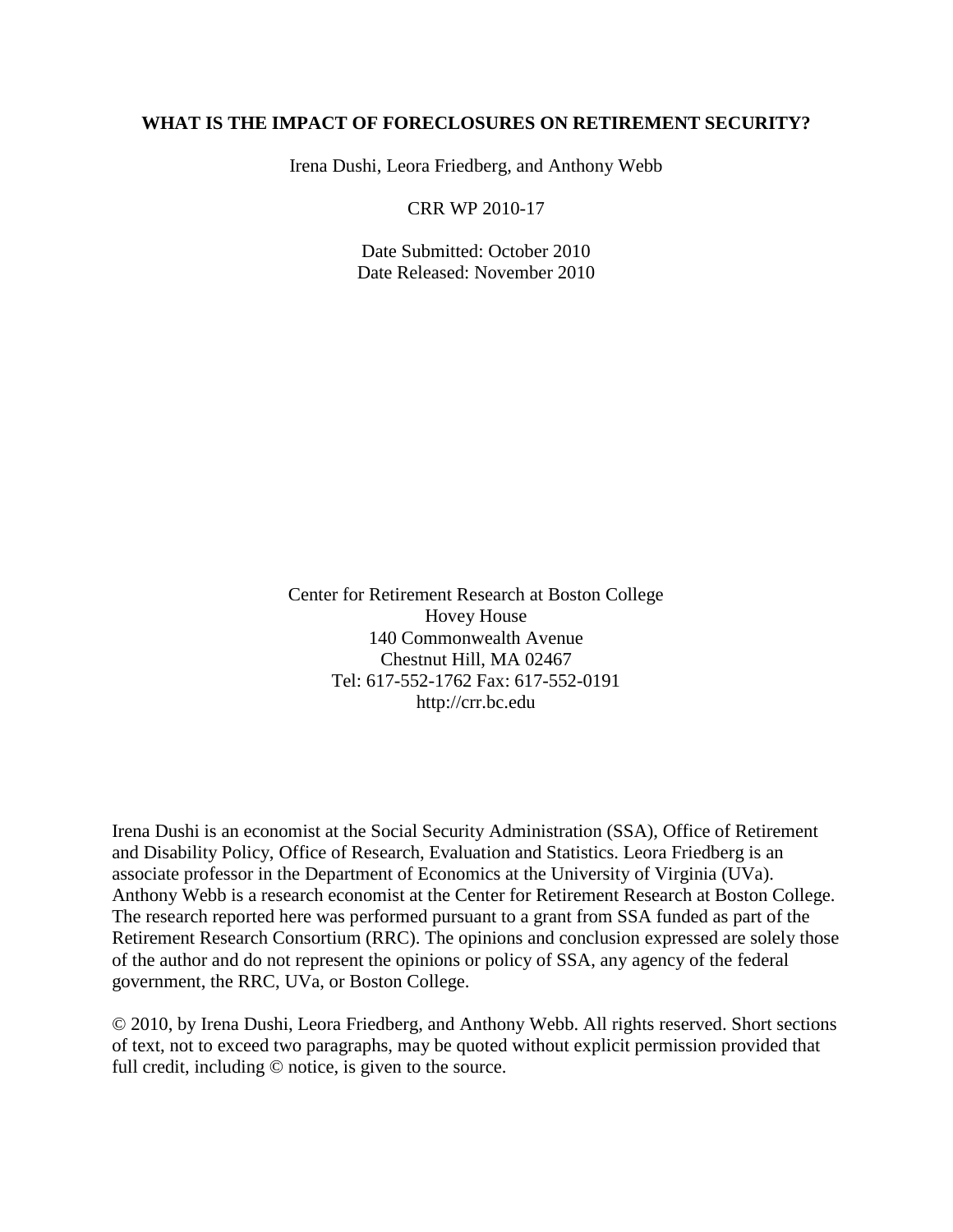**WHAT IS THE IMPACT OF FORECLOSURES ON RETIREMENT SECURITY?**

Irena Dushi, Leora Friedberg, and Anthony Webb

CRR WP 2010-17

Date Submitted: October 2010
Date Released: November 2010

Center for Retirement Research at Boston College
Hovey House
140 Commonwealth Avenue
Chestnut Hill, MA 02467
Tel: 617-552-1762 Fax: 617-552-0191
http://crr.bc.edu

Irena Dushi is an economist at the Social Security Administration (SSA), Office of Retirement and Disability Policy, Office of Research, Evaluation and Statistics. Leora Friedberg is an associate professor in the Department of Economics at the University of Virginia (UVa). Anthony Webb is a research economist at the Center for Retirement Research at Boston College. The research reported here was performed pursuant to a grant from SSA funded as part of the Retirement Research Consortium (RRC). The opinions and conclusion expressed are solely those of the author and do not represent the opinions or policy of SSA, any agency of the federal government, the RRC, UVa, or Boston College.

© 2010, by Irena Dushi, Leora Friedberg, and Anthony Webb. All rights reserved. Short sections of text, not to exceed two paragraphs, may be quoted without explicit permission provided that full credit, including © notice, is given to the source.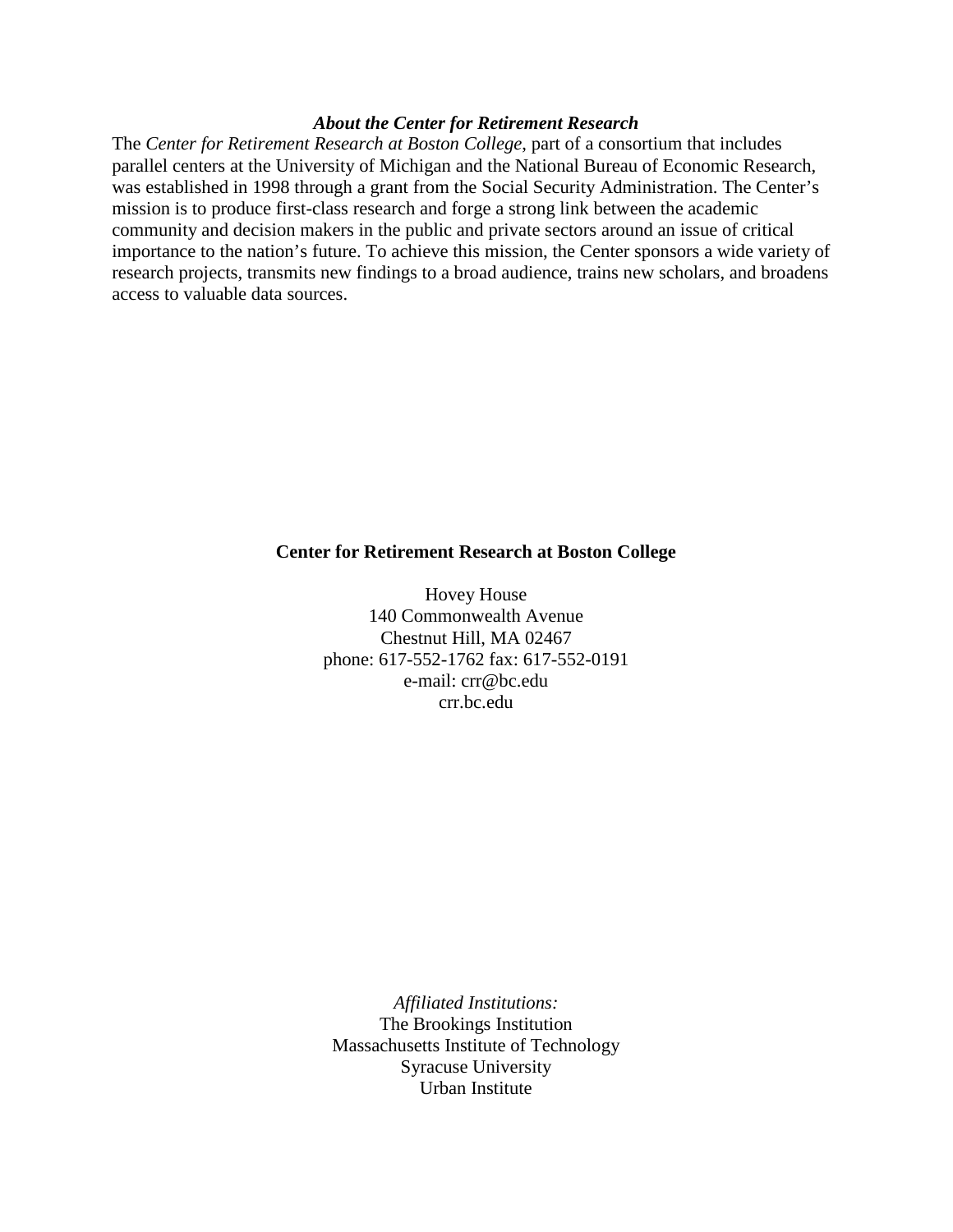### *About the Center for Retirement Research*

The *Center for Retirement Research at Boston College*, part of a consortium that includes parallel centers at the University of Michigan and the National Bureau of Economic Research, was established in 1998 through a grant from the Social Security Administration. The Center's mission is to produce first-class research and forge a strong link between the academic community and decision makers in the public and private sectors around an issue of critical importance to the nation's future. To achieve this mission, the Center sponsors a wide variety of research projects, transmits new findings to a broad audience, trains new scholars, and broadens access to valuable data sources.

**Center for Retirement Research at Boston College**

Hovey House
140 Commonwealth Avenue
Chestnut Hill, MA 02467
phone: 617-552-1762 fax: 617-552-0191
e-mail: crr@bc.edu
crr.bc.edu

*Affiliated Institutions:*
The Brookings Institution
Massachusetts Institute of Technology
Syracuse University
Urban Institute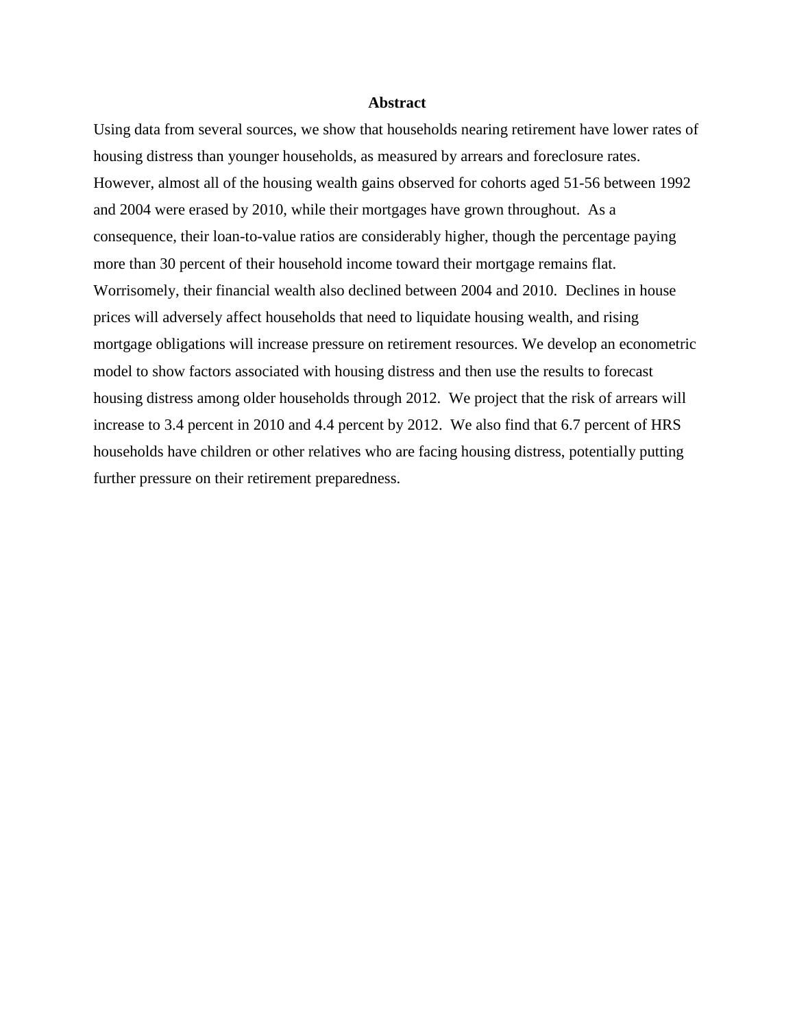## Abstract

Using data from several sources, we show that households nearing retirement have lower rates of housing distress than younger households, as measured by arrears and foreclosure rates. However, almost all of the housing wealth gains observed for cohorts aged 51-56 between 1992 and 2004 were erased by 2010, while their mortgages have grown throughout. As a consequence, their loan-to-value ratios are considerably higher, though the percentage paying more than 30 percent of their household income toward their mortgage remains flat. Worrisomely, their financial wealth also declined between 2004 and 2010. Declines in house prices will adversely affect households that need to liquidate housing wealth, and rising mortgage obligations will increase pressure on retirement resources. We develop an econometric model to show factors associated with housing distress and then use the results to forecast housing distress among older households through 2012. We project that the risk of arrears will increase to 3.4 percent in 2010 and 4.4 percent by 2012. We also find that 6.7 percent of HRS households have children or other relatives who are facing housing distress, potentially putting further pressure on their retirement preparedness.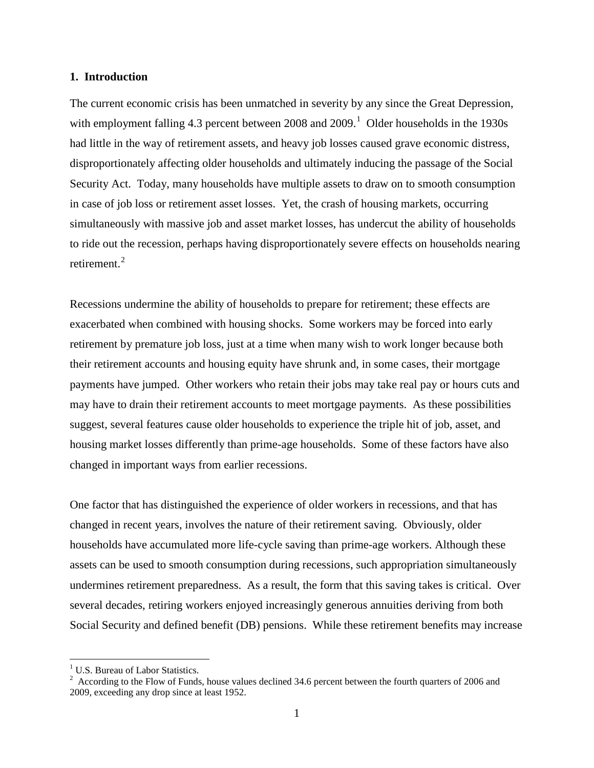## 1. Introduction

The current economic crisis has been unmatched in severity by any since the Great Depression, with employment falling 4.3 percent between 2008 and 2009.[1] Older households in the 1930s had little in the way of retirement assets, and heavy job losses caused grave economic distress, disproportionately affecting older households and ultimately inducing the passage of the Social Security Act. Today, many households have multiple assets to draw on to smooth consumption in case of job loss or retirement asset losses. Yet, the crash of housing markets, occurring simultaneously with massive job and asset market losses, has undercut the ability of households to ride out the recession, perhaps having disproportionately severe effects on households nearing retirement.[2]

Recessions undermine the ability of households to prepare for retirement; these effects are exacerbated when combined with housing shocks. Some workers may be forced into early retirement by premature job loss, just at a time when many wish to work longer because both their retirement accounts and housing equity have shrunk and, in some cases, their mortgage payments have jumped. Other workers who retain their jobs may take real pay or hours cuts and may have to drain their retirement accounts to meet mortgage payments. As these possibilities suggest, several features cause older households to experience the triple hit of job, asset, and housing market losses differently than prime-age households. Some of these factors have also changed in important ways from earlier recessions.

One factor that has distinguished the experience of older workers in recessions, and that has changed in recent years, involves the nature of their retirement saving. Obviously, older households have accumulated more life-cycle saving than prime-age workers. Although these assets can be used to smooth consumption during recessions, such appropriation simultaneously undermines retirement preparedness. As a result, the form that this saving takes is critical. Over several decades, retiring workers enjoyed increasingly generous annuities deriving from both Social Security and defined benefit (DB) pensions. While these retirement benefits may increase

[1] U.S. Bureau of Labor Statistics.

[2] According to the Flow of Funds, house values declined 34.6 percent between the fourth quarters of 2006 and 2009, exceeding any drop since at least 1952.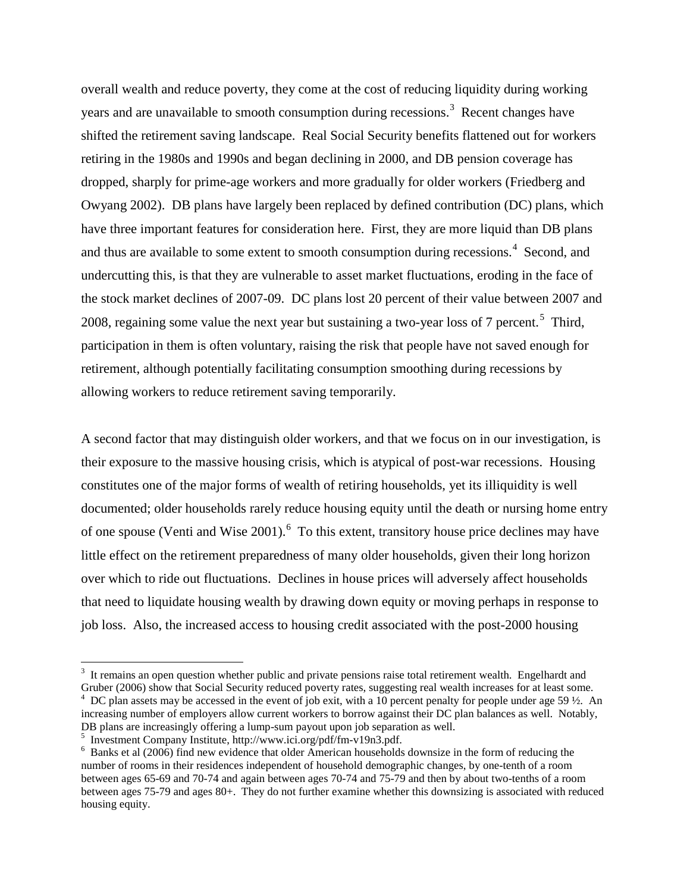overall wealth and reduce poverty, they come at the cost of reducing liquidity during working years and are unavailable to smooth consumption during recessions.[3] Recent changes have shifted the retirement saving landscape. Real Social Security benefits flattened out for workers retiring in the 1980s and 1990s and began declining in 2000, and DB pension coverage has dropped, sharply for prime-age workers and more gradually for older workers (Friedberg and Owyang 2002). DB plans have largely been replaced by defined contribution (DC) plans, which have three important features for consideration here. First, they are more liquid than DB plans and thus are available to some extent to smooth consumption during recessions.[4] Second, and undercutting this, is that they are vulnerable to asset market fluctuations, eroding in the face of the stock market declines of 2007-09. DC plans lost 20 percent of their value between 2007 and 2008, regaining some value the next year but sustaining a two-year loss of 7 percent.[5] Third, participation in them is often voluntary, raising the risk that people have not saved enough for retirement, although potentially facilitating consumption smoothing during recessions by allowing workers to reduce retirement saving temporarily.

A second factor that may distinguish older workers, and that we focus on in our investigation, is their exposure to the massive housing crisis, which is atypical of post-war recessions. Housing constitutes one of the major forms of wealth of retiring households, yet its illiquidity is well documented; older households rarely reduce housing equity until the death or nursing home entry of one spouse (Venti and Wise 2001).[6] To this extent, transitory house price declines may have little effect on the retirement preparedness of many older households, given their long horizon over which to ride out fluctuations. Declines in house prices will adversely affect households that need to liquidate housing wealth by drawing down equity or moving perhaps in response to job loss. Also, the increased access to housing credit associated with the post-2000 housing

---

[3] It remains an open question whether public and private pensions raise total retirement wealth. Engelhardt and Gruber (2006) show that Social Security reduced poverty rates, suggesting real wealth increases for at least some.

[4] DC plan assets may be accessed in the event of job exit, with a 10 percent penalty for people under age 59 ½. An increasing number of employers allow current workers to borrow against their DC plan balances as well. Notably, DB plans are increasingly offering a lump-sum payout upon job separation as well.

[5] Investment Company Institute, http://www.ici.org/pdf/fm-v19n3.pdf.

[6] Banks et al (2006) find new evidence that older American households downsize in the form of reducing the number of rooms in their residences independent of household demographic changes, by one-tenth of a room between ages 65-69 and 70-74 and again between ages 70-74 and 75-79 and then by about two-tenths of a room between ages 75-79 and ages 80+. They do not further examine whether this downsizing is associated with reduced housing equity.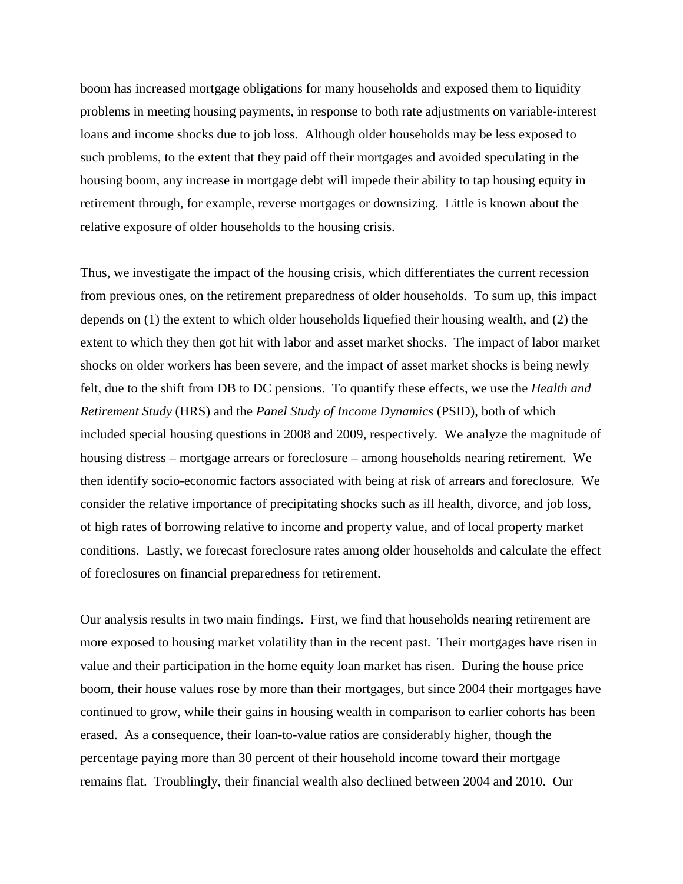boom has increased mortgage obligations for many households and exposed them to liquidity problems in meeting housing payments, in response to both rate adjustments on variable-interest loans and income shocks due to job loss. Although older households may be less exposed to such problems, to the extent that they paid off their mortgages and avoided speculating in the housing boom, any increase in mortgage debt will impede their ability to tap housing equity in retirement through, for example, reverse mortgages or downsizing. Little is known about the relative exposure of older households to the housing crisis.

Thus, we investigate the impact of the housing crisis, which differentiates the current recession from previous ones, on the retirement preparedness of older households. To sum up, this impact depends on (1) the extent to which older households liquefied their housing wealth, and (2) the extent to which they then got hit with labor and asset market shocks. The impact of labor market shocks on older workers has been severe, and the impact of asset market shocks is being newly felt, due to the shift from DB to DC pensions. To quantify these effects, we use the *Health and Retirement Study* (HRS) and the *Panel Study of Income Dynamics* (PSID), both of which included special housing questions in 2008 and 2009, respectively. We analyze the magnitude of housing distress – mortgage arrears or foreclosure – among households nearing retirement. We then identify socio-economic factors associated with being at risk of arrears and foreclosure. We consider the relative importance of precipitating shocks such as ill health, divorce, and job loss, of high rates of borrowing relative to income and property value, and of local property market conditions. Lastly, we forecast foreclosure rates among older households and calculate the effect of foreclosures on financial preparedness for retirement.

Our analysis results in two main findings. First, we find that households nearing retirement are more exposed to housing market volatility than in the recent past. Their mortgages have risen in value and their participation in the home equity loan market has risen. During the house price boom, their house values rose by more than their mortgages, but since 2004 their mortgages have continued to grow, while their gains in housing wealth in comparison to earlier cohorts has been erased. As a consequence, their loan-to-value ratios are considerably higher, though the percentage paying more than 30 percent of their household income toward their mortgage remains flat. Troublingly, their financial wealth also declined between 2004 and 2010. Our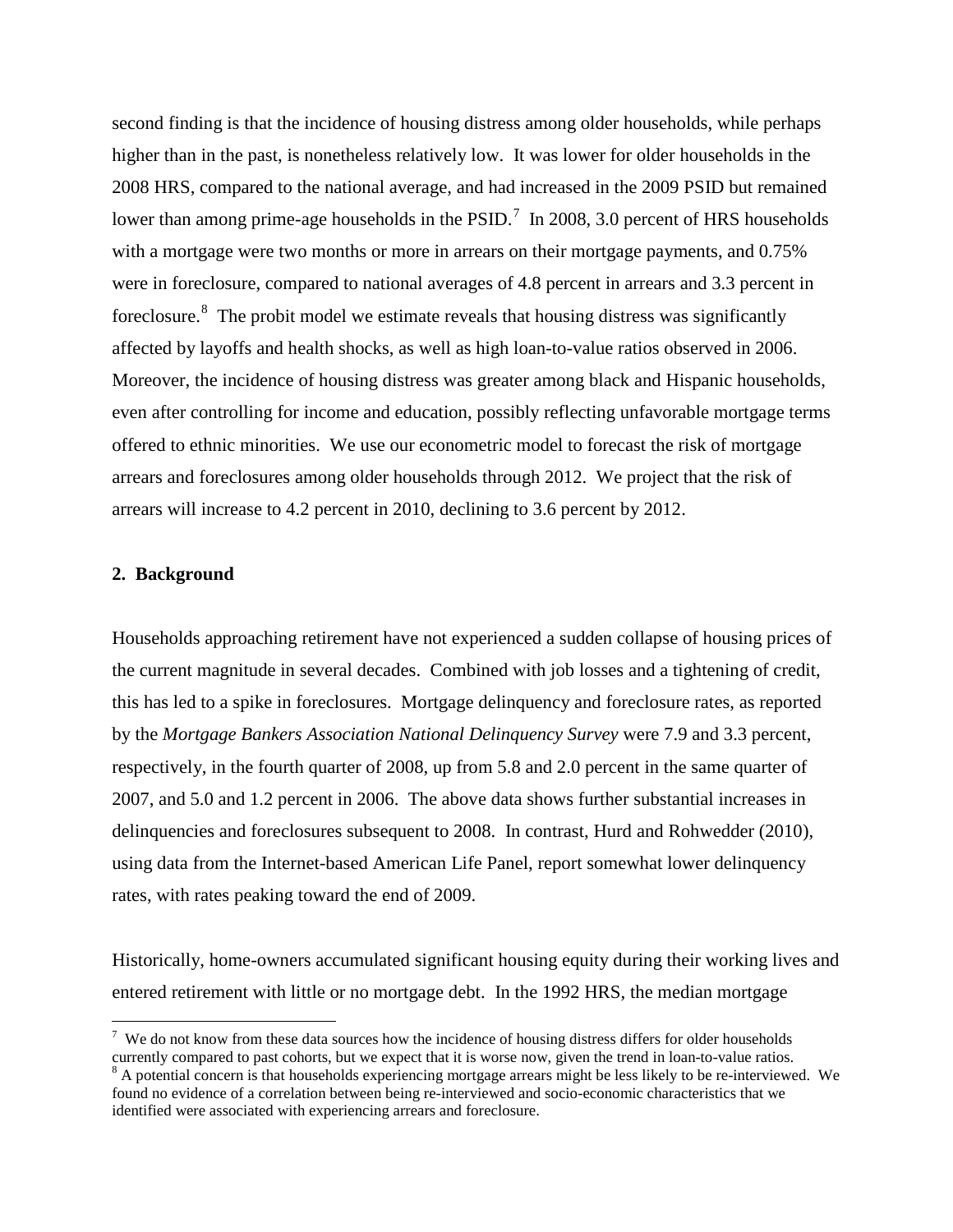second finding is that the incidence of housing distress among older households, while perhaps higher than in the past, is nonetheless relatively low. It was lower for older households in the 2008 HRS, compared to the national average, and had increased in the 2009 PSID but remained lower than among prime-age households in the PSID.[7] In 2008, 3.0 percent of HRS households with a mortgage were two months or more in arrears on their mortgage payments, and 0.75% were in foreclosure, compared to national averages of 4.8 percent in arrears and 3.3 percent in foreclosure.[8] The probit model we estimate reveals that housing distress was significantly affected by layoffs and health shocks, as well as high loan-to-value ratios observed in 2006. Moreover, the incidence of housing distress was greater among black and Hispanic households, even after controlling for income and education, possibly reflecting unfavorable mortgage terms offered to ethnic minorities. We use our econometric model to forecast the risk of mortgage arrears and foreclosures among older households through 2012. We project that the risk of arrears will increase to 4.2 percent in 2010, declining to 3.6 percent by 2012.

## 2. Background

Households approaching retirement have not experienced a sudden collapse of housing prices of the current magnitude in several decades. Combined with job losses and a tightening of credit, this has led to a spike in foreclosures. Mortgage delinquency and foreclosure rates, as reported by the *Mortgage Bankers Association National Delinquency Survey* were 7.9 and 3.3 percent, respectively, in the fourth quarter of 2008, up from 5.8 and 2.0 percent in the same quarter of 2007, and 5.0 and 1.2 percent in 2006. The above data shows further substantial increases in delinquencies and foreclosures subsequent to 2008. In contrast, Hurd and Rohwedder (2010), using data from the Internet-based American Life Panel, report somewhat lower delinquency rates, with rates peaking toward the end of 2009.

Historically, home-owners accumulated significant housing equity during their working lives and entered retirement with little or no mortgage debt. In the 1992 HRS, the median mortgage

[7] We do not know from these data sources how the incidence of housing distress differs for older households currently compared to past cohorts, but we expect that it is worse now, given the trend in loan-to-value ratios.

[8] A potential concern is that households experiencing mortgage arrears might be less likely to be re-interviewed. We found no evidence of a correlation between being re-interviewed and socio-economic characteristics that we identified were associated with experiencing arrears and foreclosure.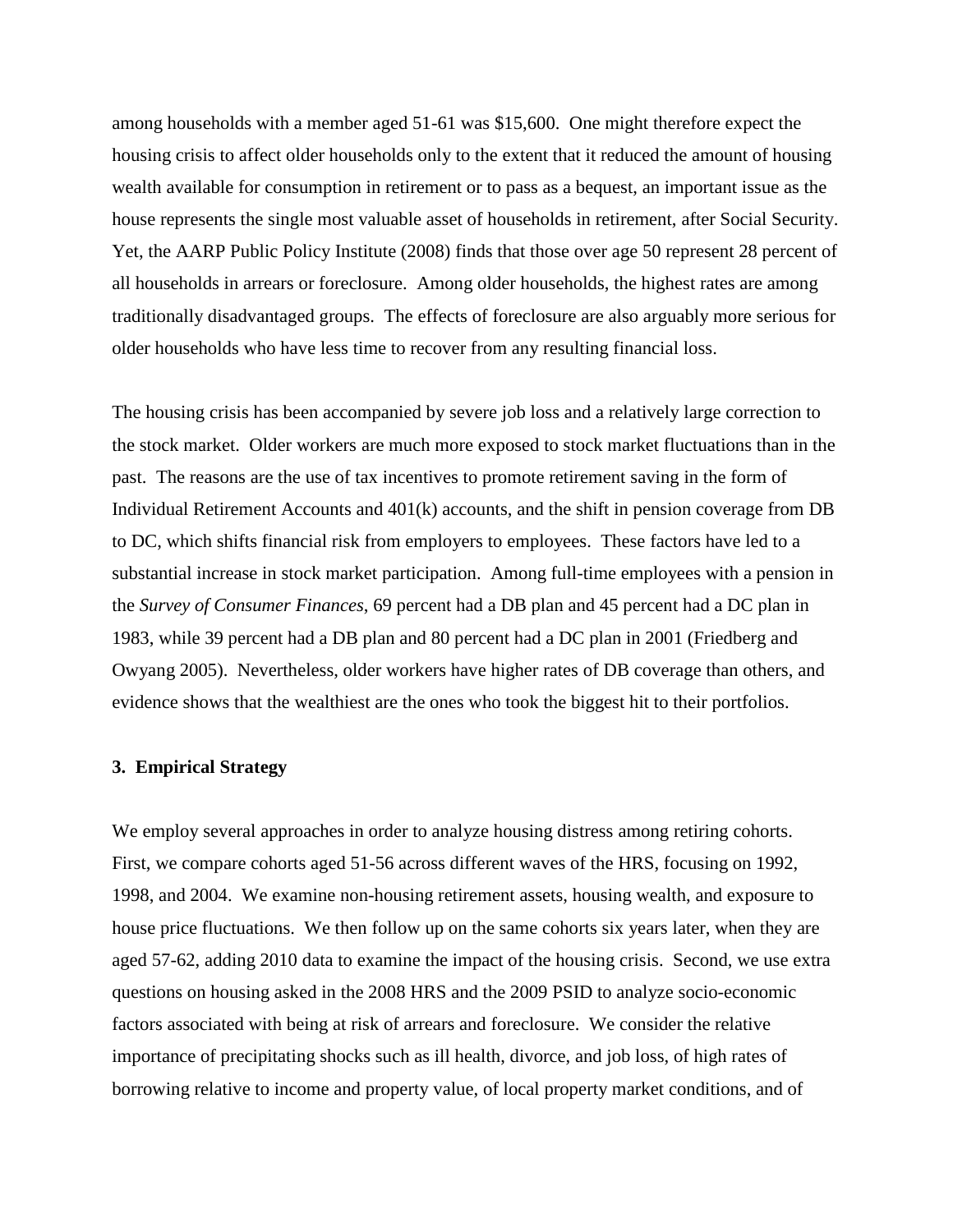among households with a member aged 51-61 was $15,600. One might therefore expect the housing crisis to affect older households only to the extent that it reduced the amount of housing wealth available for consumption in retirement or to pass as a bequest, an important issue as the house represents the single most valuable asset of households in retirement, after Social Security. Yet, the AARP Public Policy Institute (2008) finds that those over age 50 represent 28 percent of all households in arrears or foreclosure. Among older households, the highest rates are among traditionally disadvantaged groups. The effects of foreclosure are also arguably more serious for older households who have less time to recover from any resulting financial loss.

The housing crisis has been accompanied by severe job loss and a relatively large correction to the stock market. Older workers are much more exposed to stock market fluctuations than in the past. The reasons are the use of tax incentives to promote retirement saving in the form of Individual Retirement Accounts and 401(k) accounts, and the shift in pension coverage from DB to DC, which shifts financial risk from employers to employees. These factors have led to a substantial increase in stock market participation. Among full-time employees with a pension in the *Survey of Consumer Finances*, 69 percent had a DB plan and 45 percent had a DC plan in 1983, while 39 percent had a DB plan and 80 percent had a DC plan in 2001 (Friedberg and Owyang 2005). Nevertheless, older workers have higher rates of DB coverage than others, and evidence shows that the wealthiest are the ones who took the biggest hit to their portfolios.

### 3. Empirical Strategy

We employ several approaches in order to analyze housing distress among retiring cohorts. First, we compare cohorts aged 51-56 across different waves of the HRS, focusing on 1992, 1998, and 2004. We examine non-housing retirement assets, housing wealth, and exposure to house price fluctuations. We then follow up on the same cohorts six years later, when they are aged 57-62, adding 2010 data to examine the impact of the housing crisis. Second, we use extra questions on housing asked in the 2008 HRS and the 2009 PSID to analyze socio-economic factors associated with being at risk of arrears and foreclosure. We consider the relative importance of precipitating shocks such as ill health, divorce, and job loss, of high rates of borrowing relative to income and property value, of local property market conditions, and of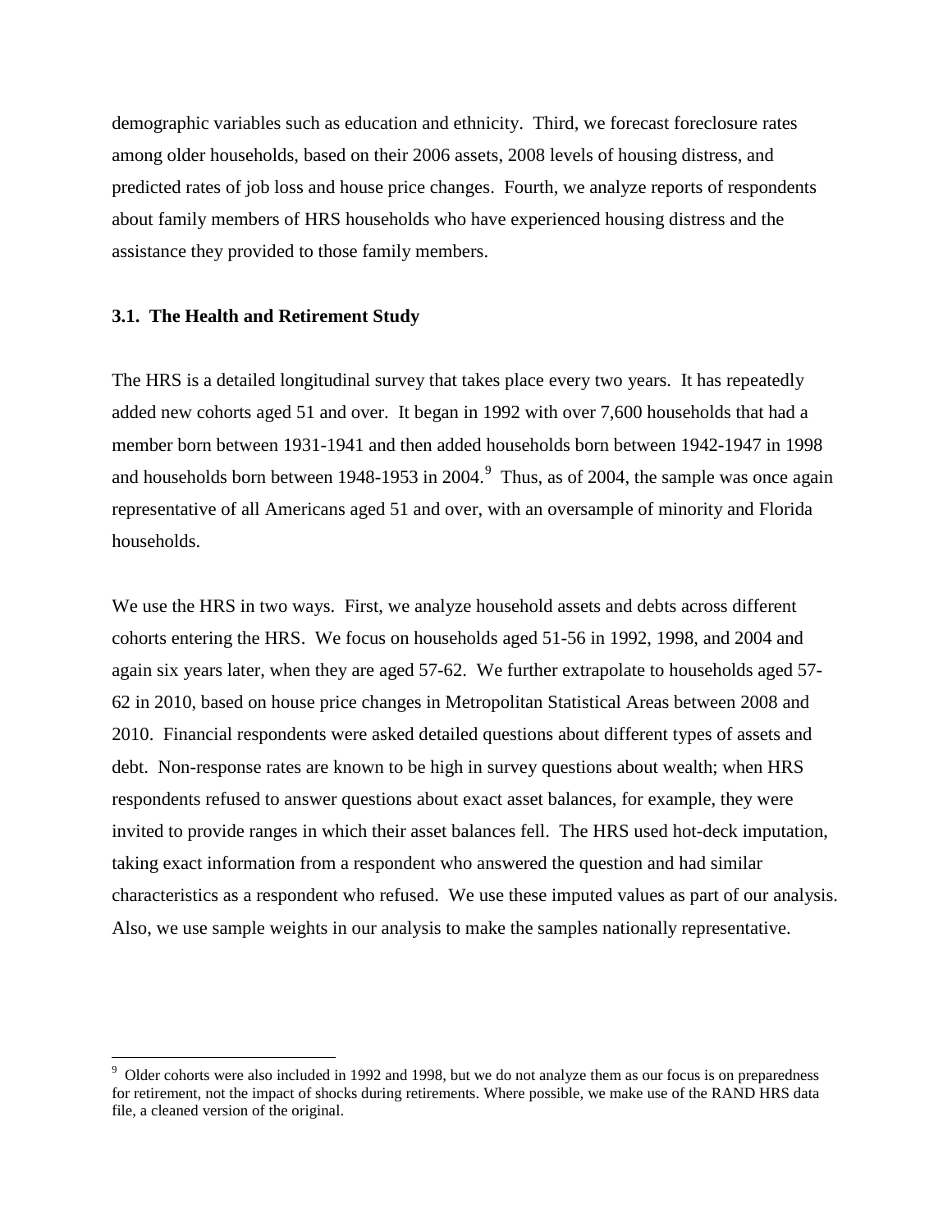demographic variables such as education and ethnicity. Third, we forecast foreclosure rates among older households, based on their 2006 assets, 2008 levels of housing distress, and predicted rates of job loss and house price changes. Fourth, we analyze reports of respondents about family members of HRS households who have experienced housing distress and the assistance they provided to those family members.

### 3.1. The Health and Retirement Study

The HRS is a detailed longitudinal survey that takes place every two years. It has repeatedly added new cohorts aged 51 and over. It began in 1992 with over 7,600 households that had a member born between 1931-1941 and then added households born between 1942-1947 in 1998 and households born between 1948-1953 in 2004.[9] Thus, as of 2004, the sample was once again representative of all Americans aged 51 and over, with an oversample of minority and Florida households.

We use the HRS in two ways. First, we analyze household assets and debts across different cohorts entering the HRS. We focus on households aged 51-56 in 1992, 1998, and 2004 and again six years later, when they are aged 57-62. We further extrapolate to households aged 57-62 in 2010, based on house price changes in Metropolitan Statistical Areas between 2008 and 2010. Financial respondents were asked detailed questions about different types of assets and debt. Non-response rates are known to be high in survey questions about wealth; when HRS respondents refused to answer questions about exact asset balances, for example, they were invited to provide ranges in which their asset balances fell. The HRS used hot-deck imputation, taking exact information from a respondent who answered the question and had similar characteristics as a respondent who refused. We use these imputed values as part of our analysis. Also, we use sample weights in our analysis to make the samples nationally representative.

---

[9] Older cohorts were also included in 1992 and 1998, but we do not analyze them as our focus is on preparedness for retirement, not the impact of shocks during retirements. Where possible, we make use of the RAND HRS data file, a cleaned version of the original.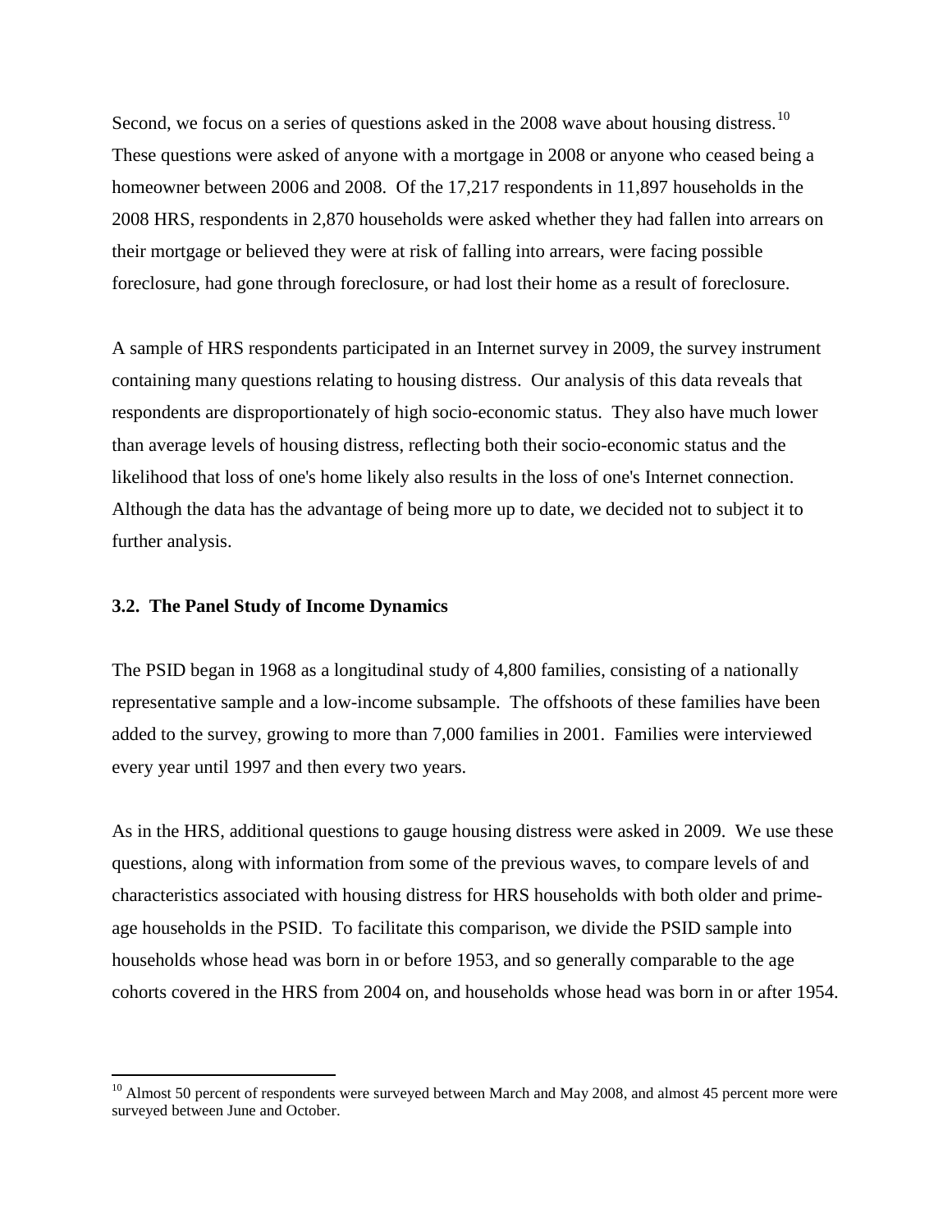Second, we focus on a series of questions asked in the 2008 wave about housing distress.[10] These questions were asked of anyone with a mortgage in 2008 or anyone who ceased being a homeowner between 2006 and 2008. Of the 17,217 respondents in 11,897 households in the 2008 HRS, respondents in 2,870 households were asked whether they had fallen into arrears on their mortgage or believed they were at risk of falling into arrears, were facing possible foreclosure, had gone through foreclosure, or had lost their home as a result of foreclosure.

A sample of HRS respondents participated in an Internet survey in 2009, the survey instrument containing many questions relating to housing distress. Our analysis of this data reveals that respondents are disproportionately of high socio-economic status. They also have much lower than average levels of housing distress, reflecting both their socio-economic status and the likelihood that loss of one's home likely also results in the loss of one's Internet connection. Although the data has the advantage of being more up to date, we decided not to subject it to further analysis.

### 3.2. The Panel Study of Income Dynamics

The PSID began in 1968 as a longitudinal study of 4,800 families, consisting of a nationally representative sample and a low-income subsample. The offshoots of these families have been added to the survey, growing to more than 7,000 families in 2001. Families were interviewed every year until 1997 and then every two years.

As in the HRS, additional questions to gauge housing distress were asked in 2009. We use these questions, along with information from some of the previous waves, to compare levels of and characteristics associated with housing distress for HRS households with both older and prime-age households in the PSID. To facilitate this comparison, we divide the PSID sample into households whose head was born in or before 1953, and so generally comparable to the age cohorts covered in the HRS from 2004 on, and households whose head was born in or after 1954.

---

[10] Almost 50 percent of respondents were surveyed between March and May 2008, and almost 45 percent more were surveyed between June and October.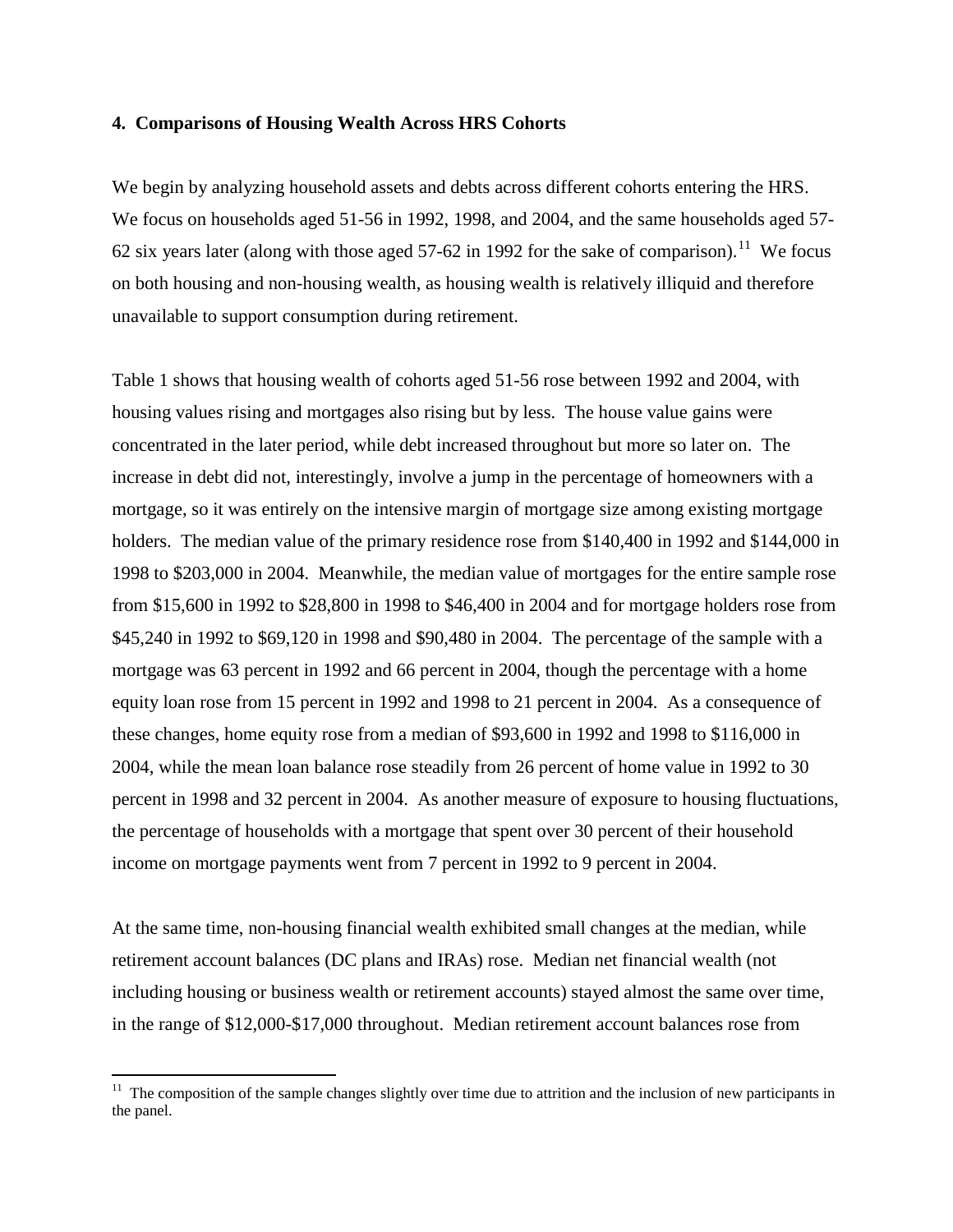### 4. Comparisons of Housing Wealth Across HRS Cohorts

We begin by analyzing household assets and debts across different cohorts entering the HRS. We focus on households aged 51-56 in 1992, 1998, and 2004, and the same households aged 57-62 six years later (along with those aged 57-62 in 1992 for the sake of comparison).[11] We focus on both housing and non-housing wealth, as housing wealth is relatively illiquid and therefore unavailable to support consumption during retirement.

Table 1 shows that housing wealth of cohorts aged 51-56 rose between 1992 and 2004, with housing values rising and mortgages also rising but by less. The house value gains were concentrated in the later period, while debt increased throughout but more so later on. The increase in debt did not, interestingly, involve a jump in the percentage of homeowners with a mortgage, so it was entirely on the intensive margin of mortgage size among existing mortgage holders. The median value of the primary residence rose from $140,400 in 1992 and $144,000 in 1998 to $203,000 in 2004. Meanwhile, the median value of mortgages for the entire sample rose from $15,600 in 1992 to $28,800 in 1998 to $46,400 in 2004 and for mortgage holders rose from $45,240 in 1992 to $69,120 in 1998 and $90,480 in 2004. The percentage of the sample with a mortgage was 63 percent in 1992 and 66 percent in 2004, though the percentage with a home equity loan rose from 15 percent in 1992 and 1998 to 21 percent in 2004. As a consequence of these changes, home equity rose from a median of $93,600 in 1992 and 1998 to $116,000 in 2004, while the mean loan balance rose steadily from 26 percent of home value in 1992 to 30 percent in 1998 and 32 percent in 2004. As another measure of exposure to housing fluctuations, the percentage of households with a mortgage that spent over 30 percent of their household income on mortgage payments went from 7 percent in 1992 to 9 percent in 2004.

At the same time, non-housing financial wealth exhibited small changes at the median, while retirement account balances (DC plans and IRAs) rose. Median net financial wealth (not including housing or business wealth or retirement accounts) stayed almost the same over time, in the range of $12,000-$17,000 throughout. Median retirement account balances rose from

[11] The composition of the sample changes slightly over time due to attrition and the inclusion of new participants in the panel.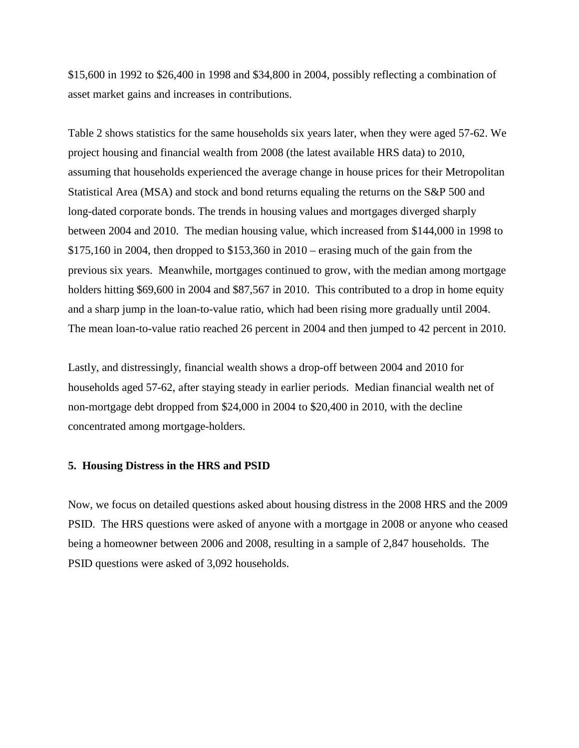$15,600 in 1992 to $26,400 in 1998 and $34,800 in 2004, possibly reflecting a combination of asset market gains and increases in contributions.

Table 2 shows statistics for the same households six years later, when they were aged 57-62. We project housing and financial wealth from 2008 (the latest available HRS data) to 2010, assuming that households experienced the average change in house prices for their Metropolitan Statistical Area (MSA) and stock and bond returns equaling the returns on the S&P 500 and long-dated corporate bonds. The trends in housing values and mortgages diverged sharply between 2004 and 2010. The median housing value, which increased from $144,000 in 1998 to $175,160 in 2004, then dropped to $153,360 in 2010 – erasing much of the gain from the previous six years. Meanwhile, mortgages continued to grow, with the median among mortgage holders hitting $69,600 in 2004 and $87,567 in 2010. This contributed to a drop in home equity and a sharp jump in the loan-to-value ratio, which had been rising more gradually until 2004. The mean loan-to-value ratio reached 26 percent in 2004 and then jumped to 42 percent in 2010.

Lastly, and distressingly, financial wealth shows a drop-off between 2004 and 2010 for households aged 57-62, after staying steady in earlier periods. Median financial wealth net of non-mortgage debt dropped from $24,000 in 2004 to $20,400 in 2010, with the decline concentrated among mortgage-holders.

## 5. Housing Distress in the HRS and PSID

Now, we focus on detailed questions asked about housing distress in the 2008 HRS and the 2009 PSID. The HRS questions were asked of anyone with a mortgage in 2008 or anyone who ceased being a homeowner between 2006 and 2008, resulting in a sample of 2,847 households. The PSID questions were asked of 3,092 households.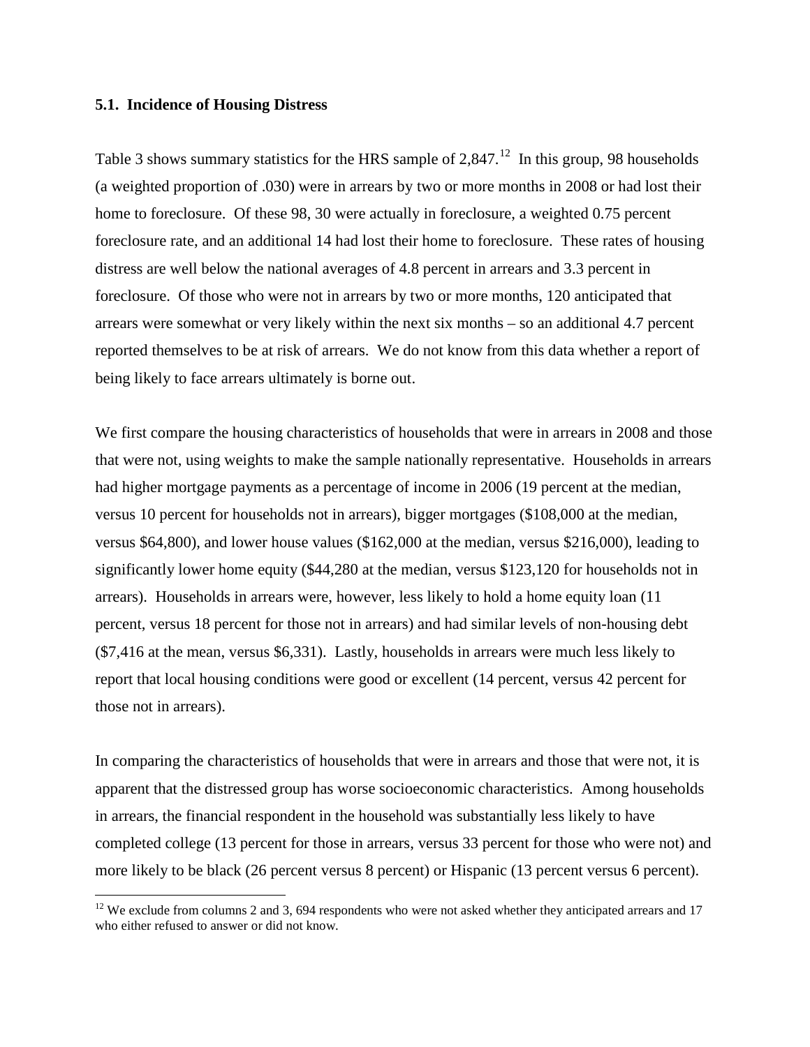### 5.1. Incidence of Housing Distress

Table 3 shows summary statistics for the HRS sample of 2,847.[12] In this group, 98 households (a weighted proportion of .030) were in arrears by two or more months in 2008 or had lost their home to foreclosure. Of these 98, 30 were actually in foreclosure, a weighted 0.75 percent foreclosure rate, and an additional 14 had lost their home to foreclosure. These rates of housing distress are well below the national averages of 4.8 percent in arrears and 3.3 percent in foreclosure. Of those who were not in arrears by two or more months, 120 anticipated that arrears were somewhat or very likely within the next six months – so an additional 4.7 percent reported themselves to be at risk of arrears. We do not know from this data whether a report of being likely to face arrears ultimately is borne out.

We first compare the housing characteristics of households that were in arrears in 2008 and those that were not, using weights to make the sample nationally representative. Households in arrears had higher mortgage payments as a percentage of income in 2006 (19 percent at the median, versus 10 percent for households not in arrears), bigger mortgages ($108,000 at the median, versus $64,800), and lower house values ($162,000 at the median, versus $216,000), leading to significantly lower home equity ($44,280 at the median, versus $123,120 for households not in arrears). Households in arrears were, however, less likely to hold a home equity loan (11 percent, versus 18 percent for those not in arrears) and had similar levels of non-housing debt ($7,416 at the mean, versus $6,331). Lastly, households in arrears were much less likely to report that local housing conditions were good or excellent (14 percent, versus 42 percent for those not in arrears).

In comparing the characteristics of households that were in arrears and those that were not, it is apparent that the distressed group has worse socioeconomic characteristics. Among households in arrears, the financial respondent in the household was substantially less likely to have completed college (13 percent for those in arrears, versus 33 percent for those who were not) and more likely to be black (26 percent versus 8 percent) or Hispanic (13 percent versus 6 percent).

[12] We exclude from columns 2 and 3, 694 respondents who were not asked whether they anticipated arrears and 17 who either refused to answer or did not know.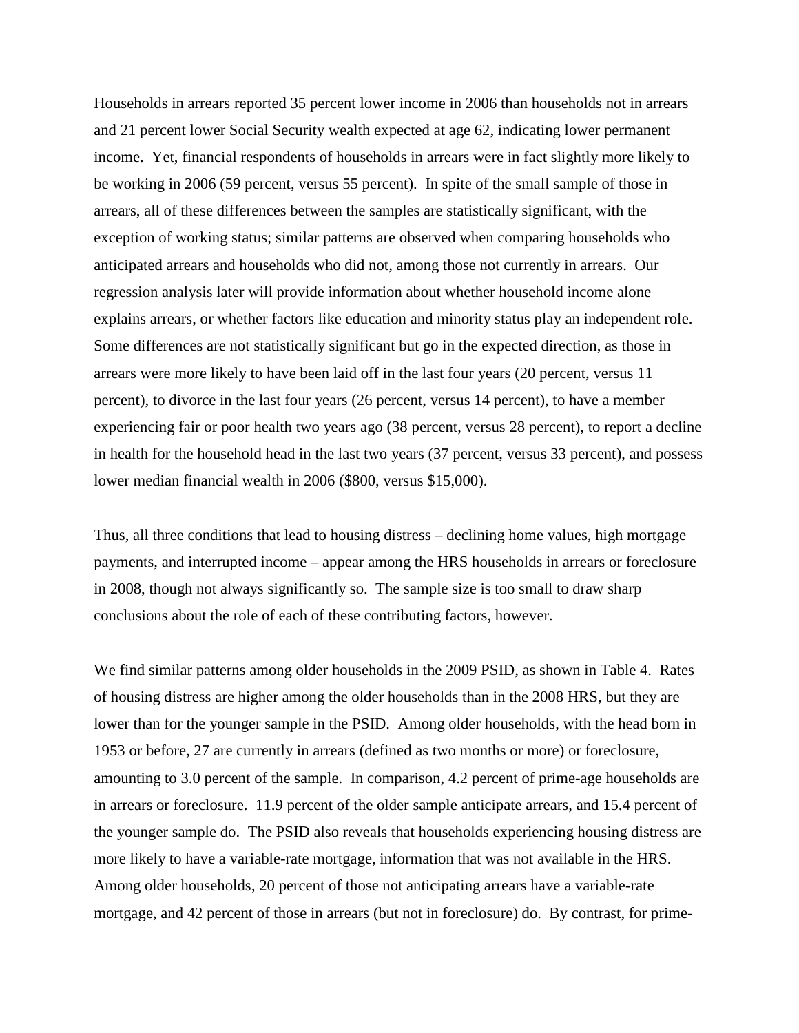Households in arrears reported 35 percent lower income in 2006 than households not in arrears and 21 percent lower Social Security wealth expected at age 62, indicating lower permanent income. Yet, financial respondents of households in arrears were in fact slightly more likely to be working in 2006 (59 percent, versus 55 percent). In spite of the small sample of those in arrears, all of these differences between the samples are statistically significant, with the exception of working status; similar patterns are observed when comparing households who anticipated arrears and households who did not, among those not currently in arrears. Our regression analysis later will provide information about whether household income alone explains arrears, or whether factors like education and minority status play an independent role. Some differences are not statistically significant but go in the expected direction, as those in arrears were more likely to have been laid off in the last four years (20 percent, versus 11 percent), to divorce in the last four years (26 percent, versus 14 percent), to have a member experiencing fair or poor health two years ago (38 percent, versus 28 percent), to report a decline in health for the household head in the last two years (37 percent, versus 33 percent), and possess lower median financial wealth in 2006 ($800, versus $15,000).

Thus, all three conditions that lead to housing distress – declining home values, high mortgage payments, and interrupted income – appear among the HRS households in arrears or foreclosure in 2008, though not always significantly so. The sample size is too small to draw sharp conclusions about the role of each of these contributing factors, however.

We find similar patterns among older households in the 2009 PSID, as shown in Table 4. Rates of housing distress are higher among the older households than in the 2008 HRS, but they are lower than for the younger sample in the PSID. Among older households, with the head born in 1953 or before, 27 are currently in arrears (defined as two months or more) or foreclosure, amounting to 3.0 percent of the sample. In comparison, 4.2 percent of prime-age households are in arrears or foreclosure. 11.9 percent of the older sample anticipate arrears, and 15.4 percent of the younger sample do. The PSID also reveals that households experiencing housing distress are more likely to have a variable-rate mortgage, information that was not available in the HRS. Among older households, 20 percent of those not anticipating arrears have a variable-rate mortgage, and 42 percent of those in arrears (but not in foreclosure) do. By contrast, for prime-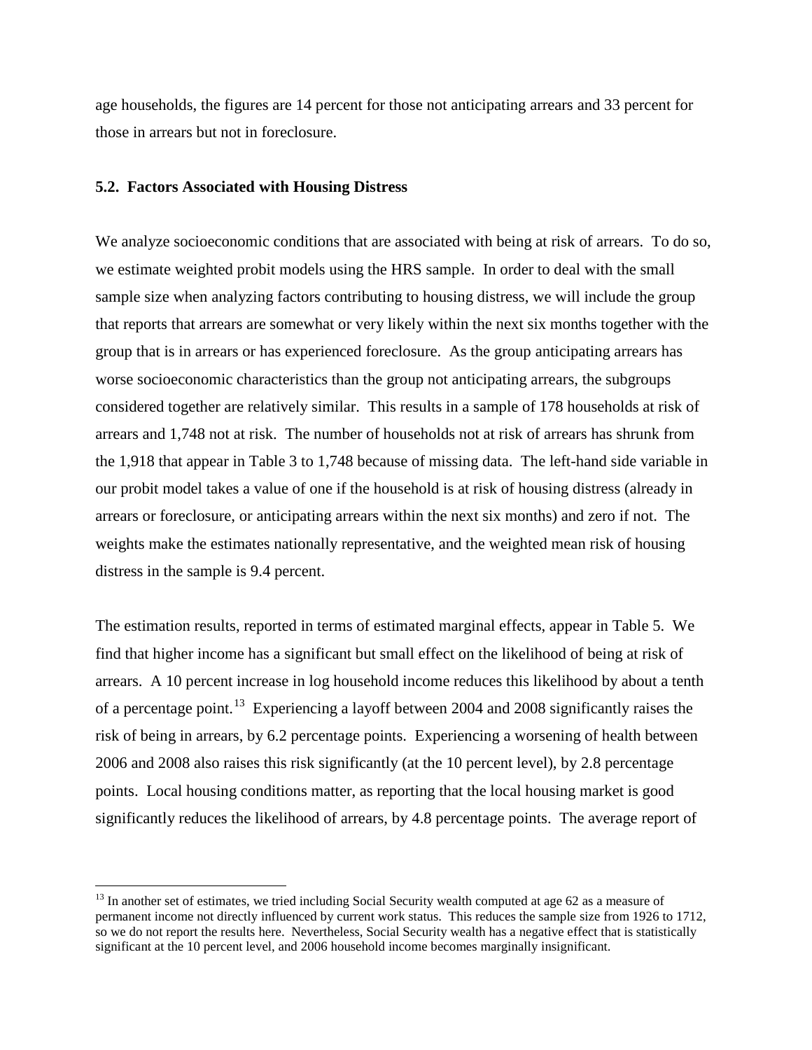age households, the figures are 14 percent for those not anticipating arrears and 33 percent for those in arrears but not in foreclosure.

### 5.2. Factors Associated with Housing Distress

We analyze socioeconomic conditions that are associated with being at risk of arrears. To do so, we estimate weighted probit models using the HRS sample. In order to deal with the small sample size when analyzing factors contributing to housing distress, we will include the group that reports that arrears are somewhat or very likely within the next six months together with the group that is in arrears or has experienced foreclosure. As the group anticipating arrears has worse socioeconomic characteristics than the group not anticipating arrears, the subgroups considered together are relatively similar. This results in a sample of 178 households at risk of arrears and 1,748 not at risk. The number of households not at risk of arrears has shrunk from the 1,918 that appear in Table 3 to 1,748 because of missing data. The left-hand side variable in our probit model takes a value of one if the household is at risk of housing distress (already in arrears or foreclosure, or anticipating arrears within the next six months) and zero if not. The weights make the estimates nationally representative, and the weighted mean risk of housing distress in the sample is 9.4 percent.

The estimation results, reported in terms of estimated marginal effects, appear in Table 5. We find that higher income has a significant but small effect on the likelihood of being at risk of arrears. A 10 percent increase in log household income reduces this likelihood by about a tenth of a percentage point.[13] Experiencing a layoff between 2004 and 2008 significantly raises the risk of being in arrears, by 6.2 percentage points. Experiencing a worsening of health between 2006 and 2008 also raises this risk significantly (at the 10 percent level), by 2.8 percentage points. Local housing conditions matter, as reporting that the local housing market is good significantly reduces the likelihood of arrears, by 4.8 percentage points. The average report of

[13] In another set of estimates, we tried including Social Security wealth computed at age 62 as a measure of permanent income not directly influenced by current work status. This reduces the sample size from 1926 to 1712, so we do not report the results here. Nevertheless, Social Security wealth has a negative effect that is statistically significant at the 10 percent level, and 2006 household income becomes marginally insignificant.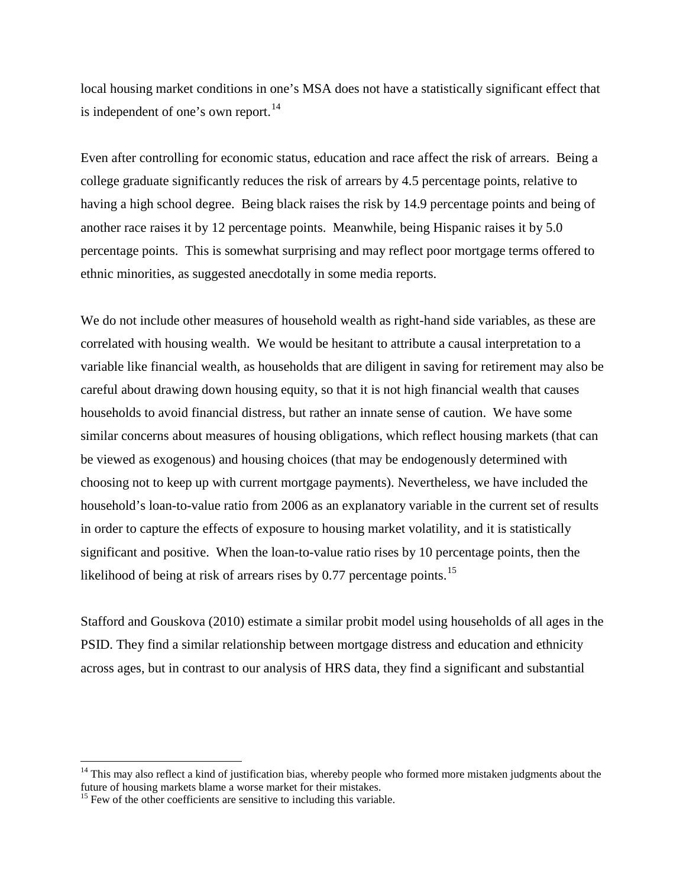local housing market conditions in one's MSA does not have a statistically significant effect that is independent of one's own report.[14]

Even after controlling for economic status, education and race affect the risk of arrears. Being a college graduate significantly reduces the risk of arrears by 4.5 percentage points, relative to having a high school degree. Being black raises the risk by 14.9 percentage points and being of another race raises it by 12 percentage points. Meanwhile, being Hispanic raises it by 5.0 percentage points. This is somewhat surprising and may reflect poor mortgage terms offered to ethnic minorities, as suggested anecdotally in some media reports.

We do not include other measures of household wealth as right-hand side variables, as these are correlated with housing wealth. We would be hesitant to attribute a causal interpretation to a variable like financial wealth, as households that are diligent in saving for retirement may also be careful about drawing down housing equity, so that it is not high financial wealth that causes households to avoid financial distress, but rather an innate sense of caution. We have some similar concerns about measures of housing obligations, which reflect housing markets (that can be viewed as exogenous) and housing choices (that may be endogenously determined with choosing not to keep up with current mortgage payments). Nevertheless, we have included the household's loan-to-value ratio from 2006 as an explanatory variable in the current set of results in order to capture the effects of exposure to housing market volatility, and it is statistically significant and positive. When the loan-to-value ratio rises by 10 percentage points, then the likelihood of being at risk of arrears rises by 0.77 percentage points.[15]

Stafford and Gouskova (2010) estimate a similar probit model using households of all ages in the PSID. They find a similar relationship between mortgage distress and education and ethnicity across ages, but in contrast to our analysis of HRS data, they find a significant and substantial

---

[14] This may also reflect a kind of justification bias, whereby people who formed more mistaken judgments about the future of housing markets blame a worse market for their mistakes.

[15] Few of the other coefficients are sensitive to including this variable.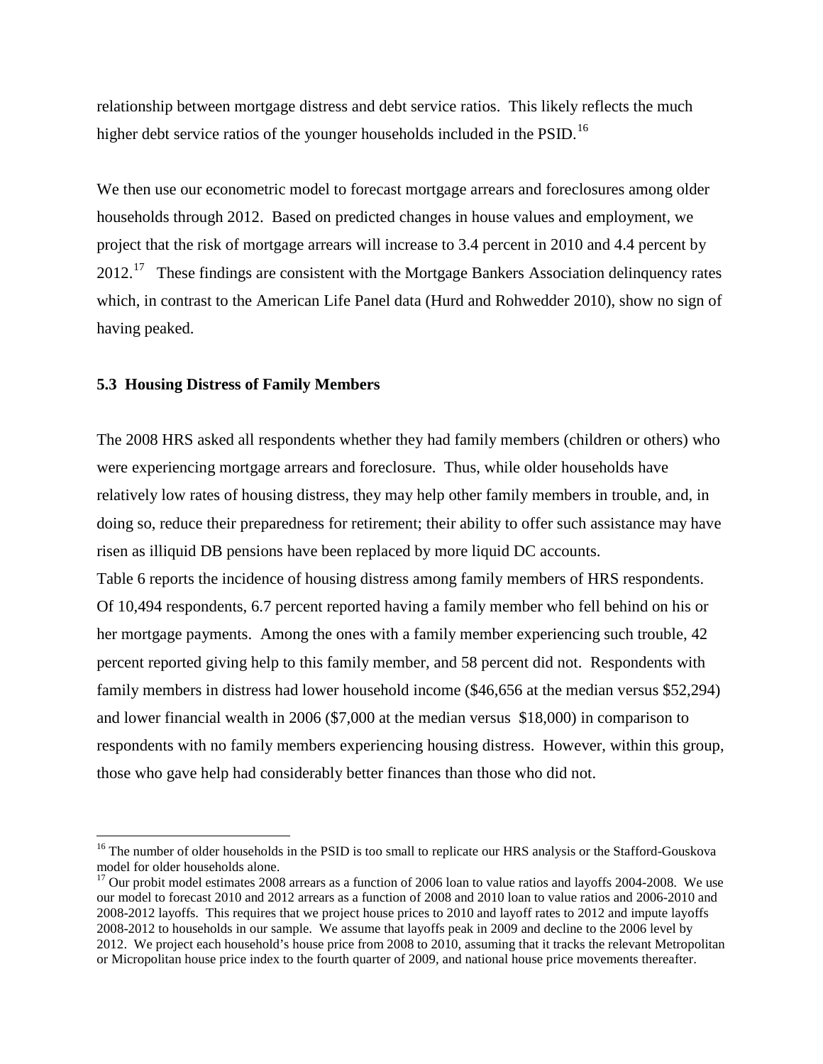relationship between mortgage distress and debt service ratios. This likely reflects the much higher debt service ratios of the younger households included in the PSID.[16]

We then use our econometric model to forecast mortgage arrears and foreclosures among older households through 2012. Based on predicted changes in house values and employment, we project that the risk of mortgage arrears will increase to 3.4 percent in 2010 and 4.4 percent by 2012.[17] These findings are consistent with the Mortgage Bankers Association delinquency rates which, in contrast to the American Life Panel data (Hurd and Rohwedder 2010), show no sign of having peaked.

### 5.3 Housing Distress of Family Members

The 2008 HRS asked all respondents whether they had family members (children or others) who were experiencing mortgage arrears and foreclosure. Thus, while older households have relatively low rates of housing distress, they may help other family members in trouble, and, in doing so, reduce their preparedness for retirement; their ability to offer such assistance may have risen as illiquid DB pensions have been replaced by more liquid DC accounts.

Table 6 reports the incidence of housing distress among family members of HRS respondents. Of 10,494 respondents, 6.7 percent reported having a family member who fell behind on his or her mortgage payments. Among the ones with a family member experiencing such trouble, 42 percent reported giving help to this family member, and 58 percent did not. Respondents with family members in distress had lower household income ($46,656 at the median versus $52,294) and lower financial wealth in 2006 ($7,000 at the median versus $18,000) in comparison to respondents with no family members experiencing housing distress. However, within this group, those who gave help had considerably better finances than those who did not.

---

[16] The number of older households in the PSID is too small to replicate our HRS analysis or the Stafford-Gouskova model for older households alone.

[17] Our probit model estimates 2008 arrears as a function of 2006 loan to value ratios and layoffs 2004-2008. We use our model to forecast 2010 and 2012 arrears as a function of 2008 and 2010 loan to value ratios and 2006-2010 and 2008-2012 layoffs. This requires that we project house prices to 2010 and layoff rates to 2012 and impute layoffs 2008-2012 to households in our sample. We assume that layoffs peak in 2009 and decline to the 2006 level by 2012. We project each household's house price from 2008 to 2010, assuming that it tracks the relevant Metropolitan or Micropolitan house price index to the fourth quarter of 2009, and national house price movements thereafter.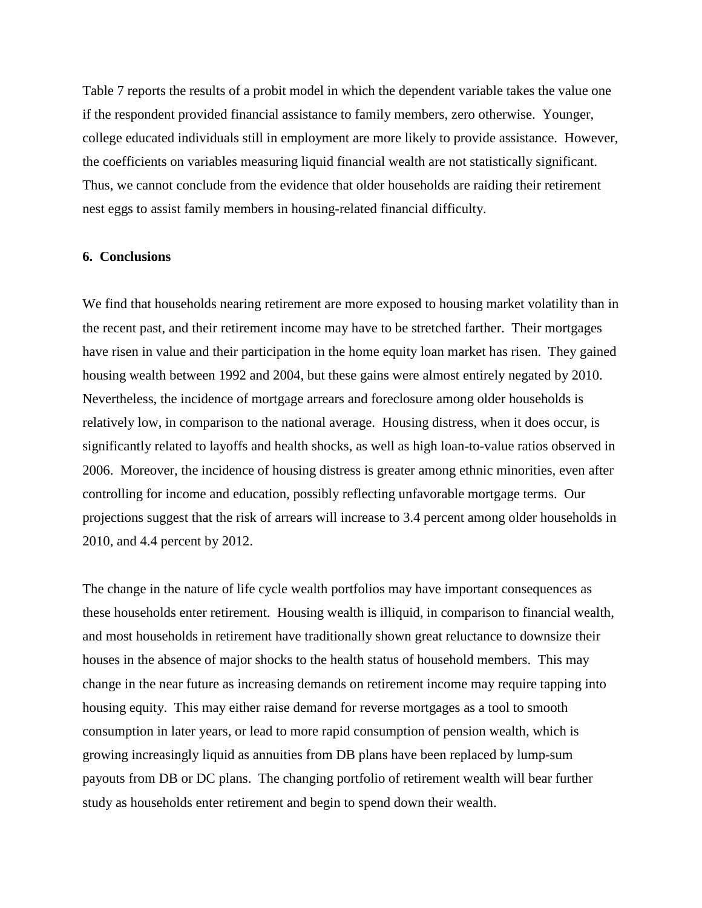Table 7 reports the results of a probit model in which the dependent variable takes the value one if the respondent provided financial assistance to family members, zero otherwise. Younger, college educated individuals still in employment are more likely to provide assistance. However, the coefficients on variables measuring liquid financial wealth are not statistically significant. Thus, we cannot conclude from the evidence that older households are raiding their retirement nest eggs to assist family members in housing-related financial difficulty.

## 6. Conclusions

We find that households nearing retirement are more exposed to housing market volatility than in the recent past, and their retirement income may have to be stretched farther. Their mortgages have risen in value and their participation in the home equity loan market has risen. They gained housing wealth between 1992 and 2004, but these gains were almost entirely negated by 2010. Nevertheless, the incidence of mortgage arrears and foreclosure among older households is relatively low, in comparison to the national average. Housing distress, when it does occur, is significantly related to layoffs and health shocks, as well as high loan-to-value ratios observed in 2006. Moreover, the incidence of housing distress is greater among ethnic minorities, even after controlling for income and education, possibly reflecting unfavorable mortgage terms. Our projections suggest that the risk of arrears will increase to 3.4 percent among older households in 2010, and 4.4 percent by 2012.

The change in the nature of life cycle wealth portfolios may have important consequences as these households enter retirement. Housing wealth is illiquid, in comparison to financial wealth, and most households in retirement have traditionally shown great reluctance to downsize their houses in the absence of major shocks to the health status of household members. This may change in the near future as increasing demands on retirement income may require tapping into housing equity. This may either raise demand for reverse mortgages as a tool to smooth consumption in later years, or lead to more rapid consumption of pension wealth, which is growing increasingly liquid as annuities from DB plans have been replaced by lump-sum payouts from DB or DC plans. The changing portfolio of retirement wealth will bear further study as households enter retirement and begin to spend down their wealth.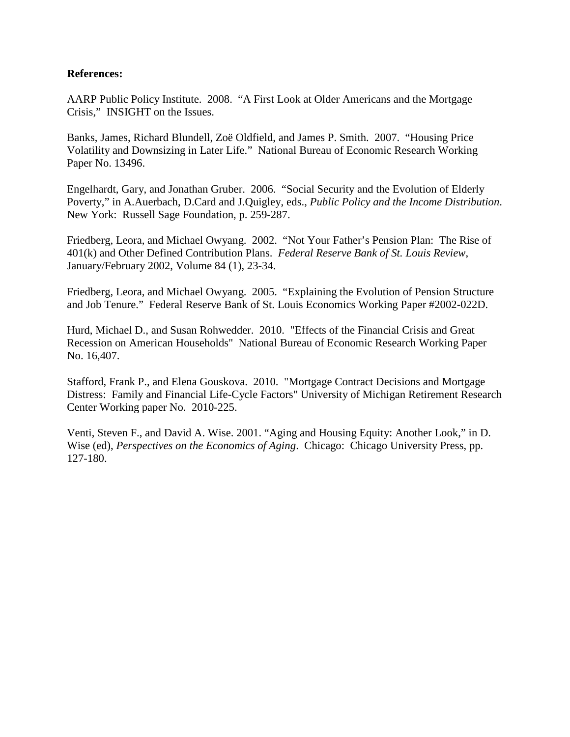**References:**

AARP Public Policy Institute. 2008. "A First Look at Older Americans and the Mortgage Crisis," INSIGHT on the Issues.

Banks, James, Richard Blundell, Zoë Oldfield, and James P. Smith. 2007. "Housing Price Volatility and Downsizing in Later Life." National Bureau of Economic Research Working Paper No. 13496.

Engelhardt, Gary, and Jonathan Gruber. 2006. "Social Security and the Evolution of Elderly Poverty," in A.Auerbach, D.Card and J.Quigley, eds., *Public Policy and the Income Distribution*. New York: Russell Sage Foundation, p. 259-287.

Friedberg, Leora, and Michael Owyang. 2002. "Not Your Father's Pension Plan: The Rise of 401(k) and Other Defined Contribution Plans. *Federal Reserve Bank of St. Louis Review*, January/February 2002, Volume 84 (1), 23-34.

Friedberg, Leora, and Michael Owyang. 2005. "Explaining the Evolution of Pension Structure and Job Tenure." Federal Reserve Bank of St. Louis Economics Working Paper #2002-022D.

Hurd, Michael D., and Susan Rohwedder. 2010. "Effects of the Financial Crisis and Great Recession on American Households" National Bureau of Economic Research Working Paper No. 16,407.

Stafford, Frank P., and Elena Gouskova. 2010. "Mortgage Contract Decisions and Mortgage Distress: Family and Financial Life-Cycle Factors" University of Michigan Retirement Research Center Working paper No. 2010-225.

Venti, Steven F., and David A. Wise. 2001. "Aging and Housing Equity: Another Look," in D. Wise (ed), *Perspectives on the Economics of Aging*. Chicago: Chicago University Press, pp. 127-180.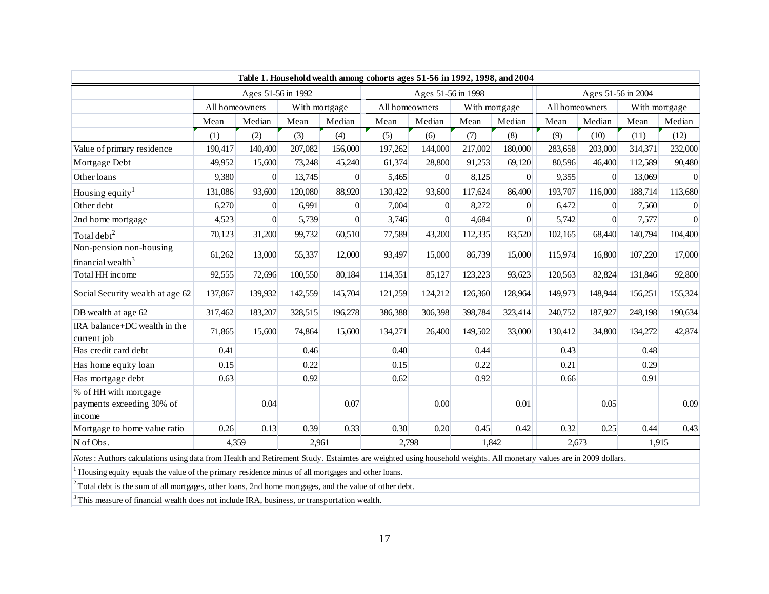**Table 1. Household wealth among cohorts ages 51-56 in 1992, 1998, and 2004**

| | Ages 51-56 in 1992 | | | | Ages 51-56 in 1998 | | | | Ages 51-56 in 2004 | | | |
|---|---|---|---|---|---|---|---|---|---|---|---|---|
| | All homeowners | | With mortgage | | All homeowners | | With mortgage | | All homeowners | | With mortgage | |
| | Mean | Median | Mean | Median | Mean | Median | Mean | Median | Mean | Median | Mean | Median |
| | (1) | (2) | (3) | (4) | (5) | (6) | (7) | (8) | (9) | (10) | (11) | (12) |
| Value of primary residence | 190,417 | 140,400 | 207,082 | 156,000 | 197,262 | 144,000 | 217,002 | 180,000 | 283,658 | 203,000 | 314,371 | 232,000 |
| Mortgage Debt | 49,952 | 15,600 | 73,248 | 45,240 | 61,374 | 28,800 | 91,253 | 69,120 | 80,596 | 46,400 | 112,589 | 90,480 |
| Other loans | 9,380 | 0 | 13,745 | 0 | 5,465 | 0 | 8,125 | 0 | 9,355 | 0 | 13,069 | 0 |
| Housing equity[1] | 131,086 | 93,600 | 120,080 | 88,920 | 130,422 | 93,600 | 117,624 | 86,400 | 193,707 | 116,000 | 188,714 | 113,680 |
| Other debt | 6,270 | 0 | 6,991 | 0 | 7,004 | 0 | 8,272 | 0 | 6,472 | 0 | 7,560 | 0 |
| 2nd home mortgage | 4,523 | 0 | 5,739 | 0 | 3,746 | 0 | 4,684 | 0 | 5,742 | 0 | 7,577 | 0 |
| Total debt[2] | 70,123 | 31,200 | 99,732 | 60,510 | 77,589 | 43,200 | 112,335 | 83,520 | 102,165 | 68,440 | 140,794 | 104,400 |
| Non-pension non-housing financial wealth[3] | 61,262 | 13,000 | 55,337 | 12,000 | 93,497 | 15,000 | 86,739 | 15,000 | 115,974 | 16,800 | 107,220 | 17,000 |
| Total HH income | 92,555 | 72,696 | 100,550 | 80,184 | 114,351 | 85,127 | 123,223 | 93,623 | 120,563 | 82,824 | 131,846 | 92,800 |
| Social Security wealth at age 62 | 137,867 | 139,932 | 142,559 | 145,704 | 121,259 | 124,212 | 126,360 | 128,964 | 149,973 | 148,944 | 156,251 | 155,324 |
| DB wealth at age 62 | 317,462 | 183,207 | 328,515 | 196,278 | 386,388 | 306,398 | 398,784 | 323,414 | 240,752 | 187,927 | 248,198 | 190,634 |
| IRA balance+DC wealth in the current job | 71,865 | 15,600 | 74,864 | 15,600 | 134,271 | 26,400 | 149,502 | 33,000 | 130,412 | 34,800 | 134,272 | 42,874 |
| Has credit card debt | 0.41 | | 0.46 | | 0.40 | | 0.44 | | 0.43 | | 0.48 | |
| Has home equity loan | 0.15 | | 0.22 | | 0.15 | | 0.22 | | 0.21 | | 0.29 | |
| Has mortgage debt | 0.63 | | 0.92 | | 0.62 | | 0.92 | | 0.66 | | 0.91 | |
| % of HH with mortgage payments exceeding 30% of income | | 0.04 | | 0.07 | | 0.00 | | 0.01 | | 0.05 | | 0.09 |
| Mortgage to home value ratio | 0.26 | 0.13 | 0.39 | 0.33 | 0.30 | 0.20 | 0.45 | 0.42 | 0.32 | 0.25 | 0.44 | 0.43 |
| N of Obs. | 4,359 | | 2,961 | | 2,798 | | 1,842 | | 2,673 | | 1,915 | |

*Notes* : Authors calculations using data from Health and Retirement Study. Estaimtes are weighted using household weights. All monetary values are in 2009 dollars.

[1] Housing equity equals the value of the primary residence minus of all mortgages and other loans.

[2] Total debt is the sum of all mortgages, other loans, 2nd home mortgages, and the value of other debt.

[3] This measure of financial wealth does not include IRA, business, or transportation wealth.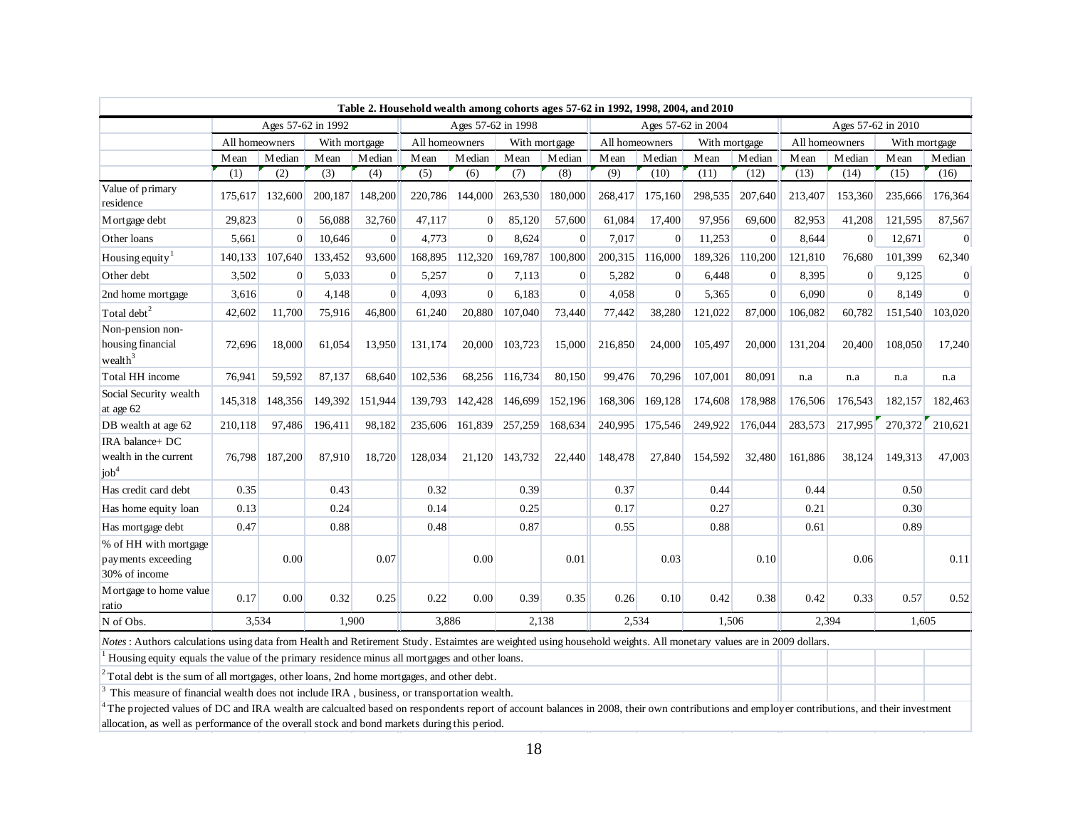**Table 2. Household wealth among cohorts ages 57-62 in 1992, 1998, 2004, and 2010**

| | Ages 57-62 in 1992 | | | | Ages 57-62 in 1998 | | | | Ages 57-62 in 2004 | | | | Ages 57-62 in 2010 | | | |
|---|---|---|---|---|---|---|---|---|---|---|---|---|---|---|---|---|
| | All homeowners | | With mortgage | | All homeowners | | With mortgage | | All homeowners | | With mortgage | | All homeowners | | With mortgage | |
| | Mean | Median | Mean | Median | Mean | Median | Mean | Median | Mean | Median | Mean | Median | Mean | Median | Mean | Median |
| | (1) | (2) | (3) | (4) | (5) | (6) | (7) | (8) | (9) | (10) | (11) | (12) | (13) | (14) | (15) | (16) |
| Value of primary residence | 175,617 | 132,600 | 200,187 | 148,200 | 220,786 | 144,000 | 263,530 | 180,000 | 268,417 | 175,160 | 298,535 | 207,640 | 213,407 | 153,360 | 235,666 | 176,364 |
| Mortgage debt | 29,823 | 0 | 56,088 | 32,760 | 47,117 | 0 | 85,120 | 57,600 | 61,084 | 17,400 | 97,956 | 69,600 | 82,953 | 41,208 | 121,595 | 87,567 |
| Other loans | 5,661 | 0 | 10,646 | 0 | 4,773 | 0 | 8,624 | 0 | 7,017 | 0 | 11,253 | 0 | 8,644 | 0 | 12,671 | 0 |
| Housing equity[1] | 140,133 | 107,640 | 133,452 | 93,600 | 168,895 | 112,320 | 169,787 | 100,800 | 200,315 | 116,000 | 189,326 | 110,200 | 121,810 | 76,680 | 101,399 | 62,340 |
| Other debt | 3,502 | 0 | 5,033 | 0 | 5,257 | 0 | 7,113 | 0 | 5,282 | 0 | 6,448 | 0 | 8,395 | 0 | 9,125 | 0 |
| 2nd home mortgage | 3,616 | 0 | 4,148 | 0 | 4,093 | 0 | 6,183 | 0 | 4,058 | 0 | 5,365 | 0 | 6,090 | 0 | 8,149 | 0 |
| Total debt[2] | 42,602 | 11,700 | 75,916 | 46,800 | 61,240 | 20,880 | 107,040 | 73,440 | 77,442 | 38,280 | 121,022 | 87,000 | 106,082 | 60,782 | 151,540 | 103,020 |
| Non-pension non-housing financial wealth[3] | 72,696 | 18,000 | 61,054 | 13,950 | 131,174 | 20,000 | 103,723 | 15,000 | 216,850 | 24,000 | 105,497 | 20,000 | 131,204 | 20,400 | 108,050 | 17,240 |
| Total HH income | 76,941 | 59,592 | 87,137 | 68,640 | 102,536 | 68,256 | 116,734 | 80,150 | 99,476 | 70,296 | 107,001 | 80,091 | n.a | n.a | n.a | n.a |
| Social Security wealth at age 62 | 145,318 | 148,356 | 149,392 | 151,944 | 139,793 | 142,428 | 146,699 | 152,196 | 168,306 | 169,128 | 174,608 | 178,988 | 176,506 | 176,543 | 182,157 | 182,463 |
| DB wealth at age 62 | 210,118 | 97,486 | 196,411 | 98,182 | 235,606 | 161,839 | 257,259 | 168,634 | 240,995 | 175,546 | 249,922 | 176,044 | 283,573 | 217,995 | 270,372 | 210,621 |
| IRA balance+ DC wealth in the current job[4] | 76,798 | 187,200 | 87,910 | 18,720 | 128,034 | 21,120 | 143,732 | 22,440 | 148,478 | 27,840 | 154,592 | 32,480 | 161,886 | 38,124 | 149,313 | 47,003 |
| Has credit card debt | 0.35 | | 0.43 | | 0.32 | | 0.39 | | 0.37 | | 0.44 | | 0.44 | | 0.50 | |
| Has home equity loan | 0.13 | | 0.24 | | 0.14 | | 0.25 | | 0.17 | | 0.27 | | 0.21 | | 0.30 | |
| Has mortgage debt | 0.47 | | 0.88 | | 0.48 | | 0.87 | | 0.55 | | 0.88 | | 0.61 | | 0.89 | |
| % of HH with mortgage payments exceeding 30% of income | | 0.00 | | 0.07 | | 0.00 | | 0.01 | | 0.03 | | 0.10 | | 0.06 | | 0.11 |
| Mortgage to home value ratio | 0.17 | 0.00 | 0.32 | 0.25 | 0.22 | 0.00 | 0.39 | 0.35 | 0.26 | 0.10 | 0.42 | 0.38 | 0.42 | 0.33 | 0.57 | 0.52 |
| N of Obs. | 3,534 | | 1,900 | | 3,886 | | 2,138 | | 2,534 | | 1,506 | | 2,394 | | 1,605 | |

*Notes* : Authors calculations using data from Health and Retirement Study. Estaimtes are weighted using household weights. All monetary values are in 2009 dollars.

[1] Housing equity equals the value of the primary residence minus all mortgages and other loans.

[2] Total debt is the sum of all mortgages, other loans, 2nd home mortgages, and other debt.

[3] This measure of financial wealth does not include IRA , business, or transportation wealth.

[4] The projected values of DC and IRA wealth are calcualted based on respondents report of account balances in 2008, their own contributions and employer contributions, and their investment allocation, as well as performance of the overall stock and bond markets during this period.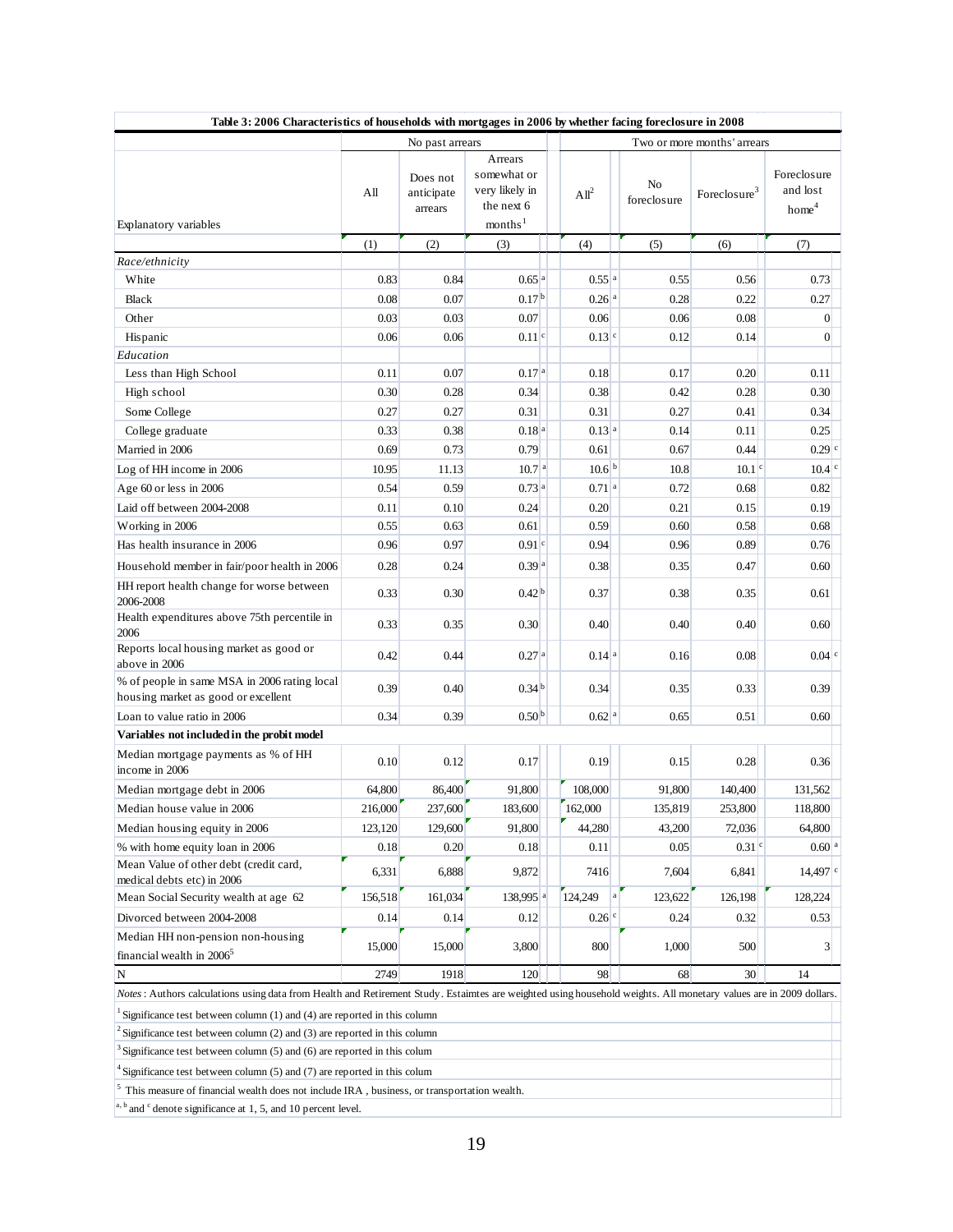**Table 3: 2006 Characteristics of households with mortgages in 2006 by whether facing foreclosure in 2008**

| Explanatory variables | No past arrears | | | Two or more months' arrears | | | |
|---|---|---|---|---|---|---|---|
| | All | Does not anticipate arrears | Arrears somewhat or very likely in the next 6 months[1] | All[2] | No foreclosure | Foreclosure[3] | Foreclosure and lost home[4] |
| | (1) | (2) | (3) | (4) | (5) | (6) | (7) |
| *Race/ethnicity* | | | | | | | |
| White | 0.83 | 0.84 | 0.65 [a] | 0.55 [a] | 0.55 | 0.56 | 0.73 |
| Black | 0.08 | 0.07 | 0.17 [b] | 0.26 [a] | 0.28 | 0.22 | 0.27 |
| Other | 0.03 | 0.03 | 0.07 | 0.06 | 0.06 | 0.08 | 0 |
| Hispanic | 0.06 | 0.06 | 0.11 [c] | 0.13 [c] | 0.12 | 0.14 | 0 |
| *Education* | | | | | | | |
| Less than High School | 0.11 | 0.07 | 0.17 [a] | 0.18 | 0.17 | 0.20 | 0.11 |
| High school | 0.30 | 0.28 | 0.34 | 0.38 | 0.42 | 0.28 | 0.30 |
| Some College | 0.27 | 0.27 | 0.31 | 0.31 | 0.27 | 0.41 | 0.34 |
| College graduate | 0.33 | 0.38 | 0.18 [a] | 0.13 [a] | 0.14 | 0.11 | 0.25 |
| Married in 2006 | 0.69 | 0.73 | 0.79 | 0.61 | 0.67 | 0.44 | 0.29 [c] |
| Log of HH income in 2006 | 10.95 | 11.13 | 10.7 [a] | 10.6 [b] | 10.8 | 10.1 [c] | 10.4 [c] |
| Age 60 or less in 2006 | 0.54 | 0.59 | 0.73 [a] | 0.71 [a] | 0.72 | 0.68 | 0.82 |
| Laid off between 2004-2008 | 0.11 | 0.10 | 0.24 | 0.20 | 0.21 | 0.15 | 0.19 |
| Working in 2006 | 0.55 | 0.63 | 0.61 | 0.59 | 0.60 | 0.58 | 0.68 |
| Has health insurance in 2006 | 0.96 | 0.97 | 0.91 [c] | 0.94 | 0.96 | 0.89 | 0.76 |
| Household member in fair/poor health in 2006 | 0.28 | 0.24 | 0.39 [a] | 0.38 | 0.35 | 0.47 | 0.60 |
| HH report health change for worse between 2006-2008 | 0.33 | 0.30 | 0.42 [b] | 0.37 | 0.38 | 0.35 | 0.61 |
| Health expenditures above 75th percentile in 2006 | 0.33 | 0.35 | 0.30 | 0.40 | 0.40 | 0.40 | 0.60 |
| Reports local housing market as good or above in 2006 | 0.42 | 0.44 | 0.27 [a] | 0.14 [a] | 0.16 | 0.08 | 0.04 [c] |
| % of people in same MSA in 2006 rating local housing market as good or excellent | 0.39 | 0.40 | 0.34 [b] | 0.34 | 0.35 | 0.33 | 0.39 |
| Loan to value ratio in 2006 | 0.34 | 0.39 | 0.50 [b] | 0.62 [a] | 0.65 | 0.51 | 0.60 |
| **Variables not included in the probit model** | | | | | | | |
| Median mortgage payments as % of HH income in 2006 | 0.10 | 0.12 | 0.17 | 0.19 | 0.15 | 0.28 | 0.36 |
| Median mortgage debt in 2006 | 64,800 | 86,400 | 91,800 | 108,000 | 91,800 | 140,400 | 131,562 |
| Median house value in 2006 | 216,000 | 237,600 | 183,600 | 162,000 | 135,819 | 253,800 | 118,800 |
| Median housing equity in 2006 | 123,120 | 129,600 | 91,800 | 44,280 | 43,200 | 72,036 | 64,800 |
| % with home equity loan in 2006 | 0.18 | 0.20 | 0.18 | 0.11 | 0.05 | 0.31 [c] | 0.60 [a] |
| Mean Value of other debt (credit card, medical debts etc) in 2006 | 6,331 | 6,888 | 9,872 | 7416 | 7,604 | 6,841 | 14,497 [c] |
| Mean Social Security wealth at age 62 | 156,518 | 161,034 | 138,995 [a] | 124,249 [a] | 123,622 | 126,198 | 128,224 |
| Divorced between 2004-2008 | 0.14 | 0.14 | 0.12 | 0.26 [c] | 0.24 | 0.32 | 0.53 |
| Median HH non-pension non-housing financial wealth in 2006[5] | 15,000 | 15,000 | 3,800 | 800 | 1,000 | 500 | 3 |
| N | 2749 | 1918 | 120 | 98 | 68 | 30 | 14 |

*Notes*: Authors calculations using data from Health and Retirement Study. Estaimtes are weighted using household weights. All monetary values are in 2009 dollars.

[1] Significance test between column (1) and (4) are reported in this column

[2] Significance test between column (2) and (3) are reported in this column

[3] Significance test between column (5) and (6) are reported in this colum

[4] Significance test between column (5) and (7) are reported in this colum

[5] This measure of financial wealth does not include IRA , business, or transportation wealth.

[a, b] and [c] denote significance at 1, 5, and 10 percent level.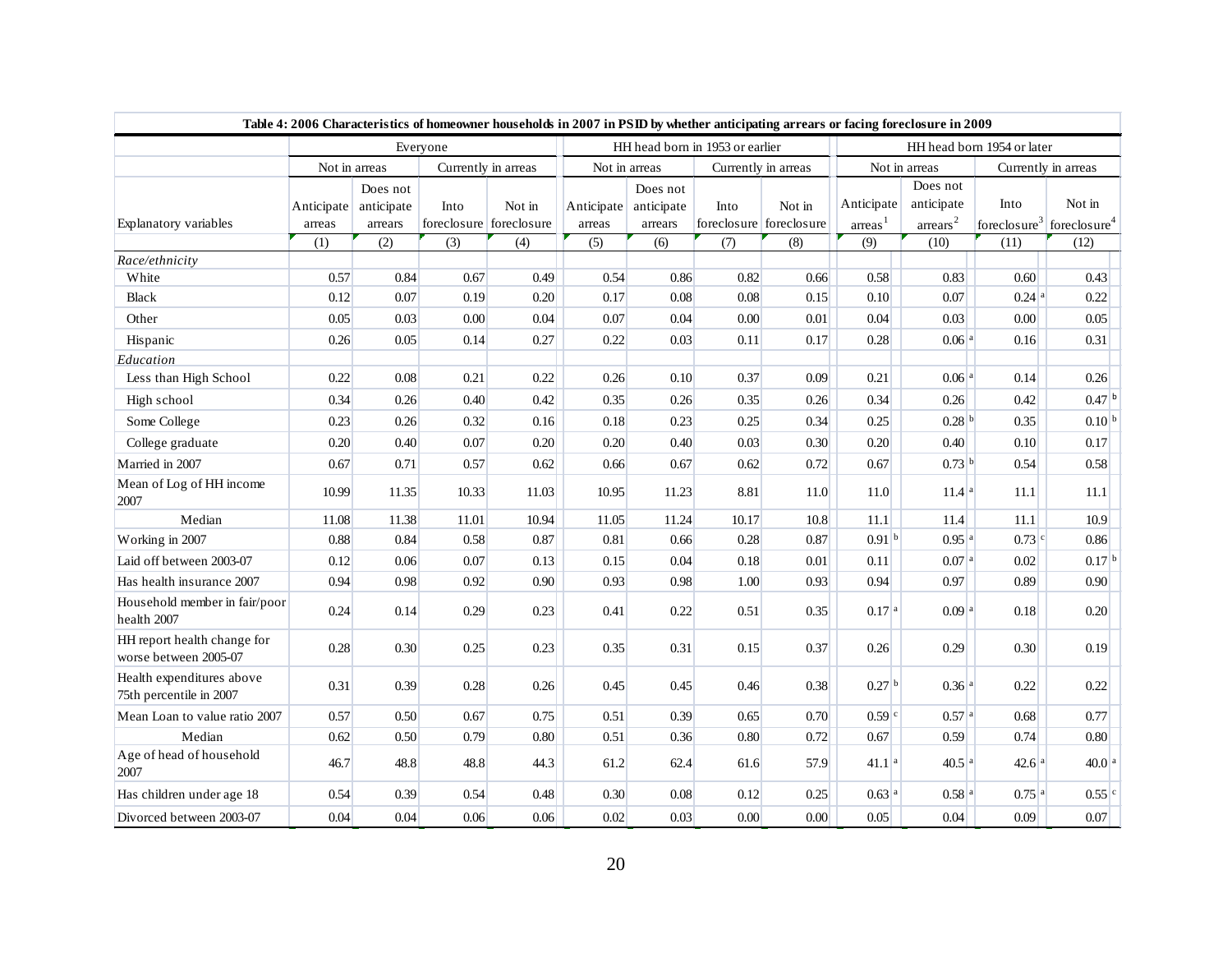**Table 4: 2006 Characteristics of homeowner households in 2007 in PSID by whether anticipating arrears or facing foreclosure in 2009**

| | Everyone | | | | HH head born in 1953 or earlier | | | | HH head born 1954 or later | | | |
|---|---|---|---|---|---|---|---|---|---|---|---|---|
| | Not in arreas | | Currently in arreas | | Not in arreas | | Currently in arreas | | Not in arreas | | Currently in arreas | |
| Explanatory variables | Anticipate arreas | Does not anticipate arrears | Into foreclosure | Not in foreclosure | Anticipate arreas | Does not anticipate arrears | Into foreclosure | Not in foreclosure | Anticipate arreas[1] | Does not anticipate arrears[2] | Into foreclosure[3] | Not in foreclosure[4] |
| | (1) | (2) | (3) | (4) | (5) | (6) | (7) | (8) | (9) | (10) | (11) | (12) |
| *Race/ethnicity* | | | | | | | | | | | | |
| White | 0.57 | 0.84 | 0.67 | 0.49 | 0.54 | 0.86 | 0.82 | 0.66 | 0.58 | 0.83 | 0.60 | 0.43 |
| Black | 0.12 | 0.07 | 0.19 | 0.20 | 0.17 | 0.08 | 0.08 | 0.15 | 0.10 | 0.07 | 0.24 [a] | 0.22 |
| Other | 0.05 | 0.03 | 0.00 | 0.04 | 0.07 | 0.04 | 0.00 | 0.01 | 0.04 | 0.03 | 0.00 | 0.05 |
| Hispanic | 0.26 | 0.05 | 0.14 | 0.27 | 0.22 | 0.03 | 0.11 | 0.17 | 0.28 | 0.06 [a] | 0.16 | 0.31 |
| *Education* | | | | | | | | | | | | |
| Less than High School | 0.22 | 0.08 | 0.21 | 0.22 | 0.26 | 0.10 | 0.37 | 0.09 | 0.21 | 0.06 [a] | 0.14 | 0.26 |
| High school | 0.34 | 0.26 | 0.40 | 0.42 | 0.35 | 0.26 | 0.35 | 0.26 | 0.34 | 0.26 | 0.42 | 0.47 [b] |
| Some College | 0.23 | 0.26 | 0.32 | 0.16 | 0.18 | 0.23 | 0.25 | 0.34 | 0.25 | 0.28 [b] | 0.35 | 0.10 [b] |
| College graduate | 0.20 | 0.40 | 0.07 | 0.20 | 0.20 | 0.40 | 0.03 | 0.30 | 0.20 | 0.40 | 0.10 | 0.17 |
| Married in 2007 | 0.67 | 0.71 | 0.57 | 0.62 | 0.66 | 0.67 | 0.62 | 0.72 | 0.67 | 0.73 [b] | 0.54 | 0.58 |
| Mean of Log of HH income 2007 | 10.99 | 11.35 | 10.33 | 11.03 | 10.95 | 11.23 | 8.81 | 11.0 | 11.0 | 11.4 [a] | 11.1 | 11.1 |
| Median | 11.08 | 11.38 | 11.01 | 10.94 | 11.05 | 11.24 | 10.17 | 10.8 | 11.1 | 11.4 | 11.1 | 10.9 |
| Working in 2007 | 0.88 | 0.84 | 0.58 | 0.87 | 0.81 | 0.66 | 0.28 | 0.87 | 0.91 [b] | 0.95 [a] | 0.73 [c] | 0.86 |
| Laid off between 2003-07 | 0.12 | 0.06 | 0.07 | 0.13 | 0.15 | 0.04 | 0.18 | 0.01 | 0.11 | 0.07 [a] | 0.02 | 0.17 [b] |
| Has health insurance 2007 | 0.94 | 0.98 | 0.92 | 0.90 | 0.93 | 0.98 | 1.00 | 0.93 | 0.94 | 0.97 | 0.89 | 0.90 |
| Household member in fair/poor health 2007 | 0.24 | 0.14 | 0.29 | 0.23 | 0.41 | 0.22 | 0.51 | 0.35 | 0.17 [a] | 0.09 [a] | 0.18 | 0.20 |
| HH report health change for worse between 2005-07 | 0.28 | 0.30 | 0.25 | 0.23 | 0.35 | 0.31 | 0.15 | 0.37 | 0.26 | 0.29 | 0.30 | 0.19 |
| Health expenditures above 75th percentile in 2007 | 0.31 | 0.39 | 0.28 | 0.26 | 0.45 | 0.45 | 0.46 | 0.38 | 0.27 [b] | 0.36 [a] | 0.22 | 0.22 |
| Mean Loan to value ratio 2007 | 0.57 | 0.50 | 0.67 | 0.75 | 0.51 | 0.39 | 0.65 | 0.70 | 0.59 [c] | 0.57 [a] | 0.68 | 0.77 |
| Median | 0.62 | 0.50 | 0.79 | 0.80 | 0.51 | 0.36 | 0.80 | 0.72 | 0.67 | 0.59 | 0.74 | 0.80 |
| Age of head of household 2007 | 46.7 | 48.8 | 48.8 | 44.3 | 61.2 | 62.4 | 61.6 | 57.9 | 41.1 [a] | 40.5 [a] | 42.6 [a] | 40.0 [a] |
| Has children under age 18 | 0.54 | 0.39 | 0.54 | 0.48 | 0.30 | 0.08 | 0.12 | 0.25 | 0.63 [a] | 0.58 [a] | 0.75 [a] | 0.55 [c] |
| Divorced between 2003-07 | 0.04 | 0.04 | 0.06 | 0.06 | 0.02 | 0.03 | 0.00 | 0.00 | 0.05 | 0.04 | 0.09 | 0.07 |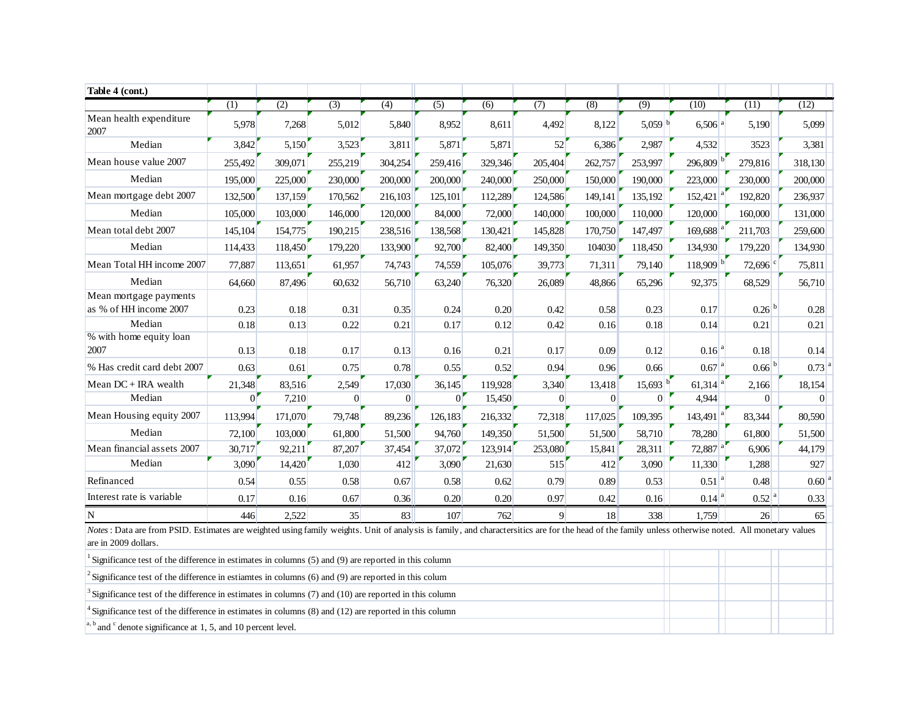**Table 4 (cont.)**

| | (1) | (2) | (3) | (4) | (5) | (6) | (7) | (8) | (9) | (10) | (11) | (12) |
|---|---|---|---|---|---|---|---|---|---|---|---|---|
| Mean health expenditure 2007 | 5,978 | 7,268 | 5,012 | 5,840 | 8,952 | 8,611 | 4,492 | 8,122 | 5,059 [b] | 6,506 [a] | 5,190 | 5,099 |
| Median | 3,842 | 5,150 | 3,523 | 3,811 | 5,871 | 5,871 | 52 | 6,386 | 2,987 | 4,532 | 3523 | 3,381 |
| Mean house value 2007 | 255,492 | 309,071 | 255,219 | 304,254 | 259,416 | 329,346 | 205,404 | 262,757 | 253,997 | 296,809 [b] | 279,816 | 318,130 |
| Median | 195,000 | 225,000 | 230,000 | 200,000 | 200,000 | 240,000 | 250,000 | 150,000 | 190,000 | 223,000 | 230,000 | 200,000 |
| Mean mortgage debt 2007 | 132,500 | 137,159 | 170,562 | 216,103 | 125,101 | 112,289 | 124,586 | 149,141 | 135,192 | 152,421 [a] | 192,820 | 236,937 |
| Median | 105,000 | 103,000 | 146,000 | 120,000 | 84,000 | 72,000 | 140,000 | 100,000 | 110,000 | 120,000 | 160,000 | 131,000 |
| Mean total debt 2007 | 145,104 | 154,775 | 190,215 | 238,516 | 138,568 | 130,421 | 145,828 | 170,750 | 147,497 | 169,688 [a] | 211,703 | 259,600 |
| Median | 114,433 | 118,450 | 179,220 | 133,900 | 92,700 | 82,400 | 149,350 | 104030 | 118,450 | 134,930 | 179,220 | 134,930 |
| Mean Total HH income 2007 | 77,887 | 113,651 | 61,957 | 74,743 | 74,559 | 105,076 | 39,773 | 71,311 | 79,140 | 118,909 [b] | 72,696 [c] | 75,811 |
| Median | 64,660 | 87,496 | 60,632 | 56,710 | 63,240 | 76,320 | 26,089 | 48,866 | 65,296 | 92,375 | 68,529 | 56,710 |
| Mean mortgage payments as % of HH income 2007 | 0.23 | 0.18 | 0.31 | 0.35 | 0.24 | 0.20 | 0.42 | 0.58 | 0.23 | 0.17 | 0.26 [b] | 0.28 |
| Median | 0.18 | 0.13 | 0.22 | 0.21 | 0.17 | 0.12 | 0.42 | 0.16 | 0.18 | 0.14 | 0.21 | 0.21 |
| % with home equity loan 2007 | 0.13 | 0.18 | 0.17 | 0.13 | 0.16 | 0.21 | 0.17 | 0.09 | 0.12 | 0.16 [a] | 0.18 | 0.14 |
| % Has credit card debt 2007 | 0.63 | 0.61 | 0.75 | 0.78 | 0.55 | 0.52 | 0.94 | 0.96 | 0.66 | 0.67 [a] | 0.66 [b] | 0.73 [a] |
| Mean DC + IRA wealth | 21,348 | 83,516 | 2,549 | 17,030 | 36,145 | 119,928 | 3,340 | 13,418 | 15,693 [b] | 61,314 [a] | 2,166 | 18,154 |
| Median | 0 | 7,210 | 0 | 0 | 0 | 15,450 | 0 | 0 | 0 | 4,944 | 0 | 0 |
| Mean Housing equity 2007 | 113,994 | 171,070 | 79,748 | 89,236 | 126,183 | 216,332 | 72,318 | 117,025 | 109,395 | 143,491 [a] | 83,344 | 80,590 |
| Median | 72,100 | 103,000 | 61,800 | 51,500 | 94,760 | 149,350 | 51,500 | 51,500 | 58,710 | 78,280 | 61,800 | 51,500 |
| Mean financial assets 2007 | 30,717 | 92,211 | 87,207 | 37,454 | 37,072 | 123,914 | 253,080 | 15,841 | 28,311 | 72,887 [a] | 6,906 | 44,179 |
| Median | 3,090 | 14,420 | 1,030 | 412 | 3,090 | 21,630 | 515 | 412 | 3,090 | 11,330 | 1,288 | 927 |
| Refinanced | 0.54 | 0.55 | 0.58 | 0.67 | 0.58 | 0.62 | 0.79 | 0.89 | 0.53 | 0.51 [a] | 0.48 | 0.60 [a] |
| Interest rate is variable | 0.17 | 0.16 | 0.67 | 0.36 | 0.20 | 0.20 | 0.97 | 0.42 | 0.16 | 0.14 [a] | 0.52 [a] | 0.33 |
| N | 446 | 2,522 | 35 | 83 | 107 | 762 | 9 | 18 | 338 | 1,759 | 26 | 65 |

*Notes* : Data are from PSID. Estimates are weighted using family weights. Unit of analysis is family, and charactersitics are for the head of the family unless otherwise noted. All monetary values are in 2009 dollars.

[1] Significance test of the difference in estimates in columns (5) and (9) are reported in this column

[2] Significance test of the difference in estiamtes in columns (6) and (9) are reported in this colum

[3] Significance test of the difference in estimates in columns (7) and (10) are reported in this column

[4] Significance test of the difference in estimates in columns (8) and (12) are reported in this column

[a, b] and [c] denote significance at 1, 5, and 10 percent level.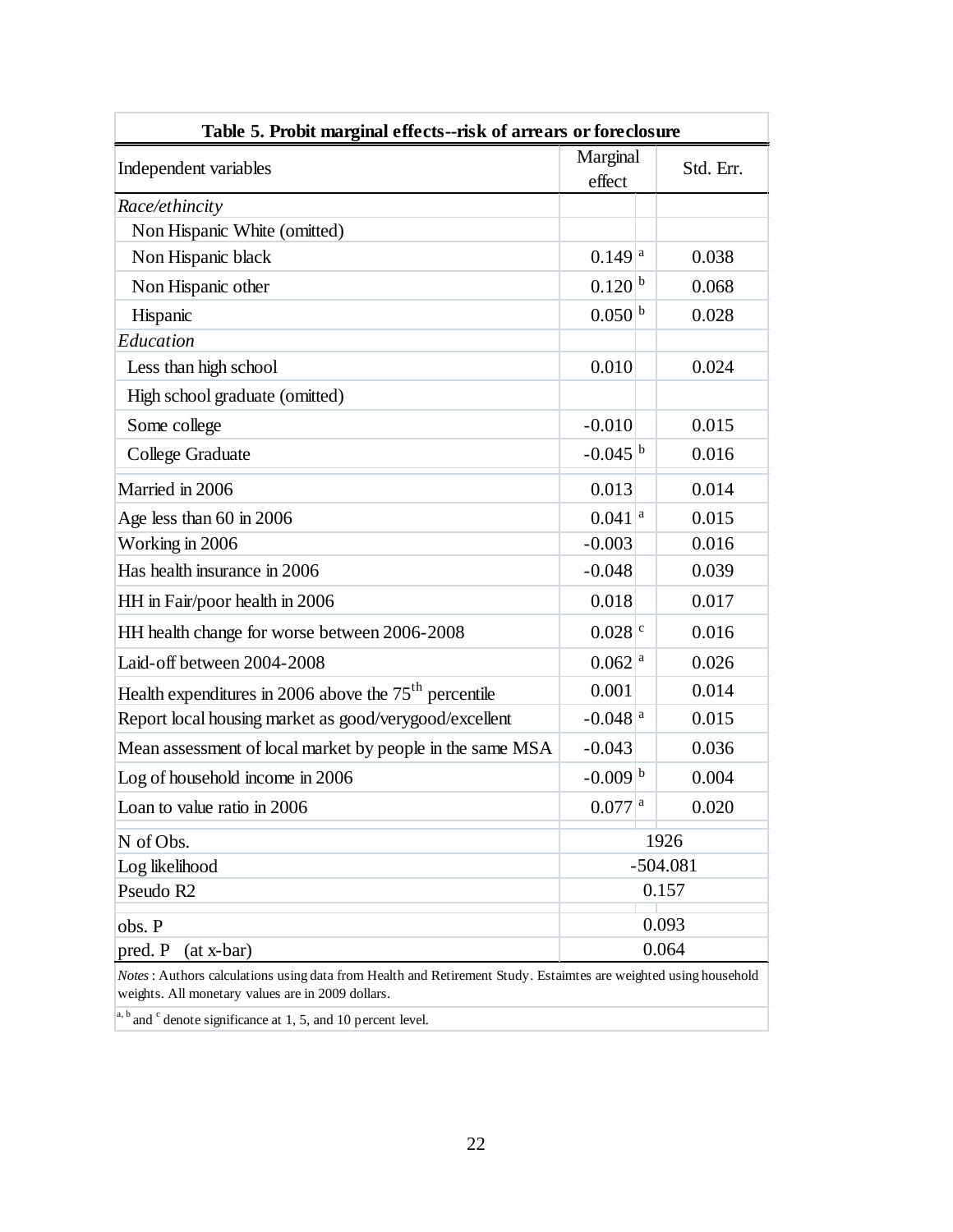**Table 5. Probit marginal effects--risk of arrears or foreclosure**

| Independent variables | Marginal effect | | Std. Err. |
|---|---|---|---|
| *Race/ethincity* | | | |
| Non Hispanic White (omitted) | | | |
| Non Hispanic black | 0.149 | a | 0.038 |
| Non Hispanic other | 0.120 | b | 0.068 |
| Hispanic | 0.050 | b | 0.028 |
| *Education* | | | |
| Less than high school | 0.010 | | 0.024 |
| High school graduate (omitted) | | | |
| Some college | -0.010 | | 0.015 |
| College Graduate | -0.045 | b | 0.016 |
| Married in 2006 | 0.013 | | 0.014 |
| Age less than 60 in 2006 | 0.041 | a | 0.015 |
| Working in 2006 | -0.003 | | 0.016 |
| Has health insurance in 2006 | -0.048 | | 0.039 |
| HH in Fair/poor health in 2006 | 0.018 | | 0.017 |
| HH health change for worse between 2006-2008 | 0.028 | c | 0.016 |
| Laid-off between 2004-2008 | 0.062 | a | 0.026 |
| Health expenditures in 2006 above the $75^{th}$ percentile | 0.001 | | 0.014 |
| Report local housing market as good/verygood/excellent | -0.048 | a | 0.015 |
| Mean assessment of local market by people in the same MSA | -0.043 | | 0.036 |
| Log of household income in 2006 | -0.009 | b | 0.004 |
| Loan to value ratio in 2006 | 0.077 | a | 0.020 |
| N of Obs. | 1926 | | |
| Log likelihood | -504.081 | | |
| Pseudo R2 | 0.157 | | |
| obs. P | 0.093 | | |
| pred. P (at x-bar) | 0.064 | | |

*Notes*: Authors calculations using data from Health and Retirement Study. Estaimtes are weighted using household weights. All monetary values are in 2009 dollars.

[a, b] and [c] denote significance at 1, 5, and 10 percent level.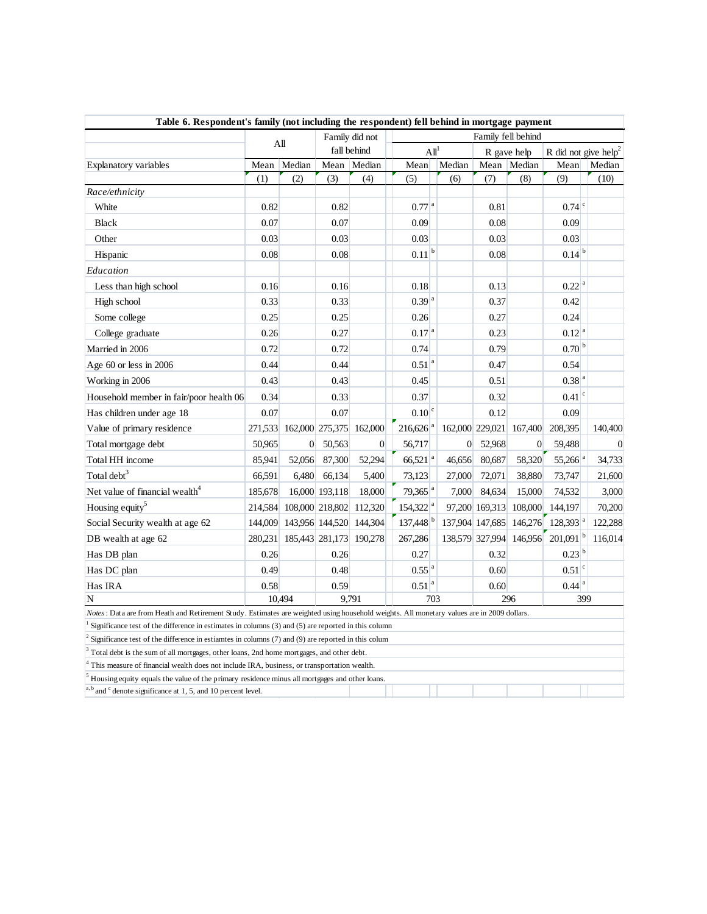| Table 6. Respondent's family (not including the respondent) fell behind in mortgage payment | | | | | | | | | | |
|---|---|---|---|---|---|---|---|---|---|---|
| | All | | Family did not fall behind | | Family fell behind | | | | | |
| | | | | | All[1] | | R gave help | | R did not give help[2] | |
| Explanatory variables | Mean | Median | Mean | Median | Mean | Median | Mean | Median | Mean | Median |
| | (1) | (2) | (3) | (4) | (5) | (6) | (7) | (8) | (9) | (10) |
| *Race/ethnicity* | | | | | | | | | | |
| White | 0.82 | | 0.82 | | 0.77 [a] | | 0.81 | | 0.74 [c] | |
| Black | 0.07 | | 0.07 | | 0.09 | | 0.08 | | 0.09 | |
| Other | 0.03 | | 0.03 | | 0.03 | | 0.03 | | 0.03 | |
| Hispanic | 0.08 | | 0.08 | | 0.11 [b] | | 0.08 | | 0.14 [b] | |
| *Education* | | | | | | | | | | |
| Less than high school | 0.16 | | 0.16 | | 0.18 | | 0.13 | | 0.22 [a] | |
| High school | 0.33 | | 0.33 | | 0.39 [a] | | 0.37 | | 0.42 | |
| Some college | 0.25 | | 0.25 | | 0.26 | | 0.27 | | 0.24 | |
| College graduate | 0.26 | | 0.27 | | 0.17 [a] | | 0.23 | | 0.12 [a] | |
| Married in 2006 | 0.72 | | 0.72 | | 0.74 | | 0.79 | | 0.70 [b] | |
| Age 60 or less in 2006 | 0.44 | | 0.44 | | 0.51 [a] | | 0.47 | | 0.54 | |
| Working in 2006 | 0.43 | | 0.43 | | 0.45 | | 0.51 | | 0.38 [a] | |
| Household member in fair/poor health 06 | 0.34 | | 0.33 | | 0.37 | | 0.32 | | 0.41 [c] | |
| Has children under age 18 | 0.07 | | 0.07 | | 0.10 [c] | | 0.12 | | 0.09 | |
| Value of primary residence | 271,533 | 162,000 | 275,375 | 162,000 | 216,626 [a] | 162,000 | 229,021 | 167,400 | 208,395 | 140,400 |
| Total mortgage debt | 50,965 | 0 | 50,563 | 0 | 56,717 | 0 | 52,968 | 0 | 59,488 | 0 |
| Total HH income | 85,941 | 52,056 | 87,300 | 52,294 | 66,521 [a] | 46,656 | 80,687 | 58,320 | 55,266 [a] | 34,733 |
| Total debt[3] | 66,591 | 6,480 | 66,134 | 5,400 | 73,123 | 27,000 | 72,071 | 38,880 | 73,747 | 21,600 |
| Net value of financial wealth[4] | 185,678 | 16,000 | 193,118 | 18,000 | 79,365 [a] | 7,000 | 84,634 | 15,000 | 74,532 | 3,000 |
| Housing equity[5] | 214,584 | 108,000 | 218,802 | 112,320 | 154,322 [a] | 97,200 | 169,313 | 108,000 | 144,197 | 70,200 |
| Social Security wealth at age 62 | 144,009 | 143,956 | 144,520 | 144,304 | 137,448 [b] | 137,904 | 147,685 | 146,276 | 128,393 [a] | 122,288 |
| DB wealth at age 62 | 280,231 | 185,443 | 281,173 | 190,278 | 267,286 | 138,579 | 327,994 | 146,956 | 201,091 [b] | 116,014 |
| Has DB plan | 0.26 | | 0.26 | | 0.27 | | 0.32 | | 0.23 [b] | |
| Has DC plan | 0.49 | | 0.48 | | 0.55 [a] | | 0.60 | | 0.51 [c] | |
| Has IRA | 0.58 | | 0.59 | | 0.51 [a] | | 0.60 | | 0.44 [a] | |
| N | 10,494 | | 9,791 | | 703 | | 296 | | 399 | |

*Notes*: Data are from Heath and Retirement Study. Estimates are weighted using household weights. All monetary values are in 2009 dollars.

[1] Significance test of the difference in estimates in columns (3) and (5) are reported in this column

[2] Significance test of the difference in estiamtes in columns (7) and (9) are reported in this colum

[3] Total debt is the sum of all mortgages, other loans, 2nd home mortgages, and other debt.

[4] This measure of financial wealth does not include IRA, business, or transportation wealth.

[5] Housing equity equals the value of the primary residence minus all mortgages and other loans.

[a, b] and [c] denote significance at 1, 5, and 10 percent level.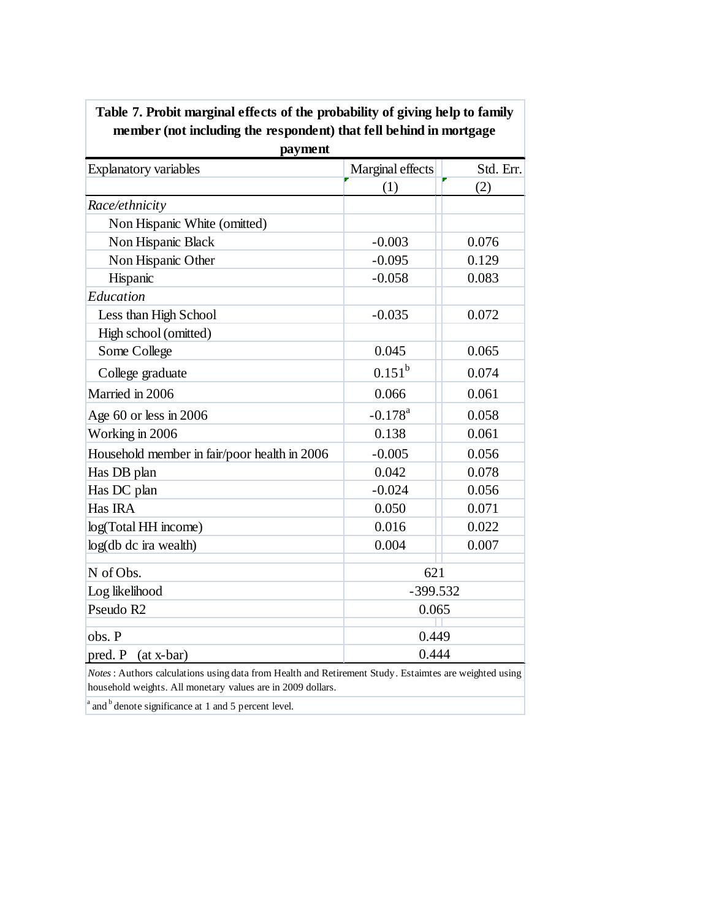**Table 7. Probit marginal effects of the probability of giving help to family member (not including the respondent) that fell behind in mortgage payment**

| Explanatory variables | Marginal effects | Std. Err. |
|---|---|---|
| | (1) | (2) |
| *Race/ethnicity* | | |
| Non Hispanic White (omitted) | | |
| Non Hispanic Black | -0.003 | 0.076 |
| Non Hispanic Other | -0.095 | 0.129 |
| Hispanic | -0.058 | 0.083 |
| *Education* | | |
| Less than High School | -0.035 | 0.072 |
| High school (omitted) | | |
| Some College | 0.045 | 0.065 |
| College graduate | 0.151[b] | 0.074 |
| Married in 2006 | 0.066 | 0.061 |
| Age 60 or less in 2006 | -0.178[a] | 0.058 |
| Working in 2006 | 0.138 | 0.061 |
| Household member in fair/poor health in 2006 | -0.005 | 0.056 |
| Has DB plan | 0.042 | 0.078 |
| Has DC plan | -0.024 | 0.056 |
| Has IRA | 0.050 | 0.071 |
| log(Total HH income) | 0.016 | 0.022 |
| log(db dc ira wealth) | 0.004 | 0.007 |
| N of Obs. | 621 | |
| Log likelihood | -399.532 | |
| Pseudo R2 | 0.065 | |
| obs. P | 0.449 | |
| pred. P (at x-bar) | 0.444 | |

*Notes*: Authors calculations using data from Health and Retirement Study. Estaimtes are weighted using household weights. All monetary values are in 2009 dollars.

[a] and [b] denote significance at 1 and 5 percent level.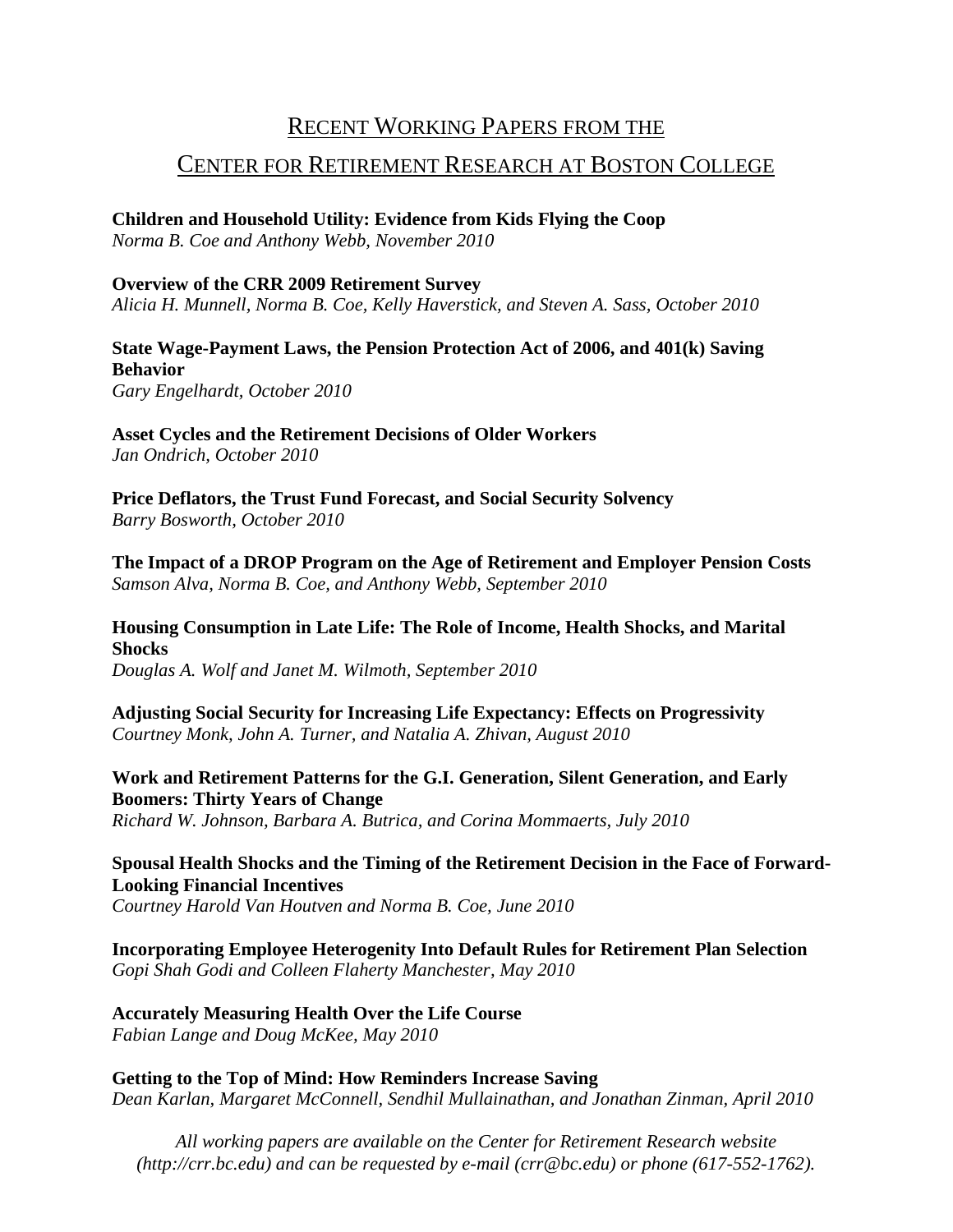# RECENT WORKING PAPERS FROM THE CENTER FOR RETIREMENT RESEARCH AT BOSTON COLLEGE

**Children and Household Utility: Evidence from Kids Flying the Coop**
*Norma B. Coe and Anthony Webb, November 2010*

**Overview of the CRR 2009 Retirement Survey**
*Alicia H. Munnell, Norma B. Coe, Kelly Haverstick, and Steven A. Sass, October 2010*

**State Wage-Payment Laws, the Pension Protection Act of 2006, and 401(k) Saving Behavior**
*Gary Engelhardt, October 2010*

**Asset Cycles and the Retirement Decisions of Older Workers**
*Jan Ondrich, October 2010*

**Price Deflators, the Trust Fund Forecast, and Social Security Solvency**
*Barry Bosworth, October 2010*

**The Impact of a DROP Program on the Age of Retirement and Employer Pension Costs**
*Samson Alva, Norma B. Coe, and Anthony Webb, September 2010*

**Housing Consumption in Late Life: The Role of Income, Health Shocks, and Marital Shocks**
*Douglas A. Wolf and Janet M. Wilmoth, September 2010*

**Adjusting Social Security for Increasing Life Expectancy: Effects on Progressivity**
*Courtney Monk, John A. Turner, and Natalia A. Zhivan, August 2010*

**Work and Retirement Patterns for the G.I. Generation, Silent Generation, and Early Boomers: Thirty Years of Change**
*Richard W. Johnson, Barbara A. Butrica, and Corina Mommaerts, July 2010*

**Spousal Health Shocks and the Timing of the Retirement Decision in the Face of Forward-Looking Financial Incentives**
*Courtney Harold Van Houtven and Norma B. Coe, June 2010*

**Incorporating Employee Heterogenity Into Default Rules for Retirement Plan Selection**
*Gopi Shah Godi and Colleen Flaherty Manchester, May 2010*

**Accurately Measuring Health Over the Life Course**
*Fabian Lange and Doug McKee, May 2010*

**Getting to the Top of Mind: How Reminders Increase Saving**
*Dean Karlan, Margaret McConnell, Sendhil Mullainathan, and Jonathan Zinman, April 2010*

*All working papers are available on the Center for Retirement Research website (http://crr.bc.edu) and can be requested by e-mail (crr@bc.edu) or phone (617-552-1762).*